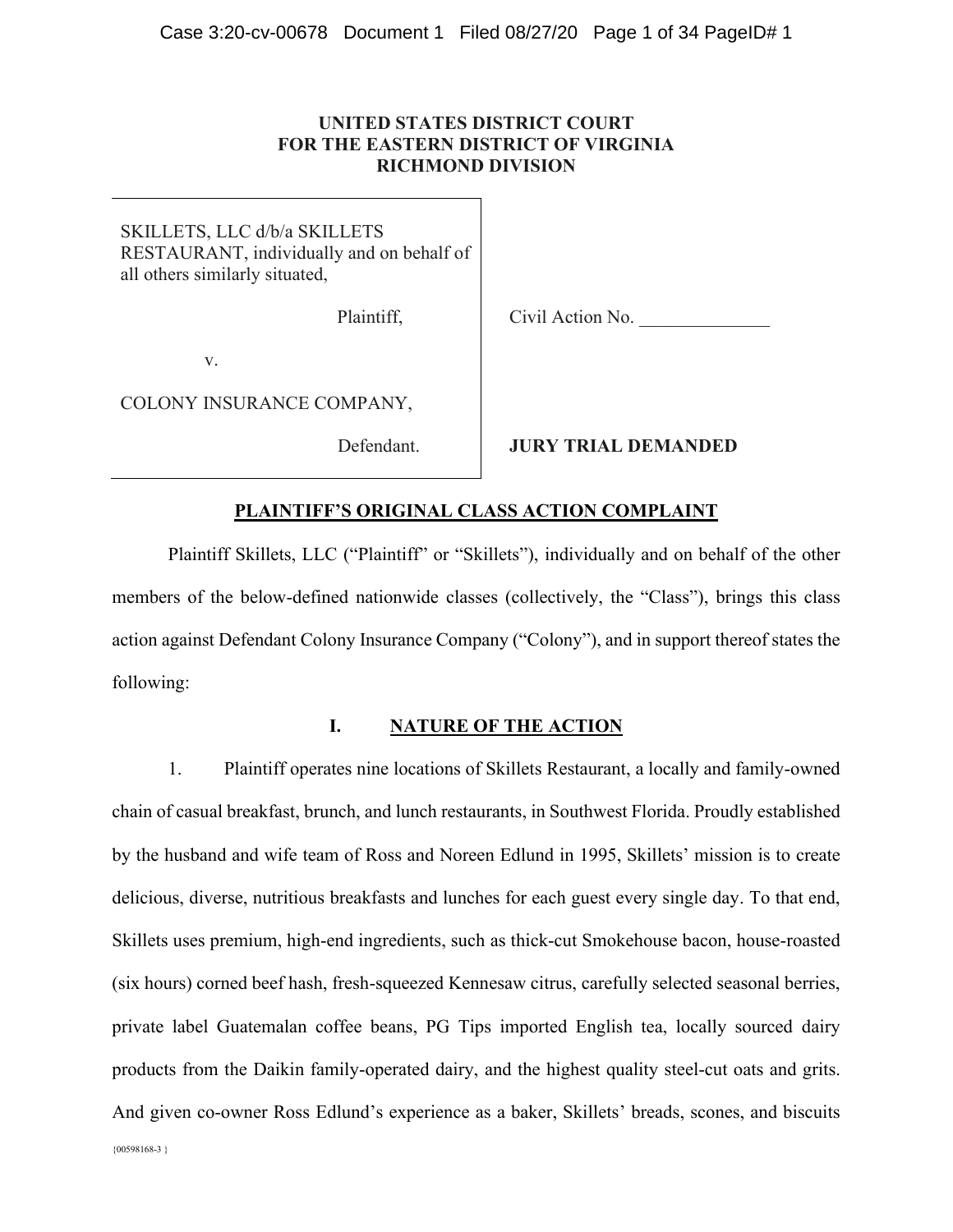**UNITED STATES DISTRICT COURT**
**FOR THE EASTERN DISTRICT OF VIRGINIA**
**RICHMOND DIVISION**

| | |
|---|---|
| SKILLETS, LLC d/b/a SKILLETS RESTAURANT, individually and on behalf of all others similarly situated, | |
| Plaintiff, | Civil Action No. ______________ |
| v. | |
| COLONY INSURANCE COMPANY, | |
| Defendant. | **JURY TRIAL DEMANDED** |

## PLAINTIFF'S ORIGINAL CLASS ACTION COMPLAINT

Plaintiff Skillets, LLC ("Plaintiff" or "Skillets"), individually and on behalf of the other members of the below-defined nationwide classes (collectively, the "Class"), brings this class action against Defendant Colony Insurance Company ("Colony"), and in support thereof states the following:

## I. NATURE OF THE ACTION

1. Plaintiff operates nine locations of Skillets Restaurant, a locally and family-owned chain of casual breakfast, brunch, and lunch restaurants, in Southwest Florida. Proudly established by the husband and wife team of Ross and Noreen Edlund in 1995, Skillets' mission is to create delicious, diverse, nutritious breakfasts and lunches for each guest every single day. To that end, Skillets uses premium, high-end ingredients, such as thick-cut Smokehouse bacon, house-roasted (six hours) corned beef hash, fresh-squeezed Kennesaw citrus, carefully selected seasonal berries, private label Guatemalan coffee beans, PG Tips imported English tea, locally sourced dairy products from the Daikin family-operated dairy, and the highest quality steel-cut oats and grits. And given co-owner Ross Edlund's experience as a baker, Skillets' breads, scones, and biscuits

{00598168-3 }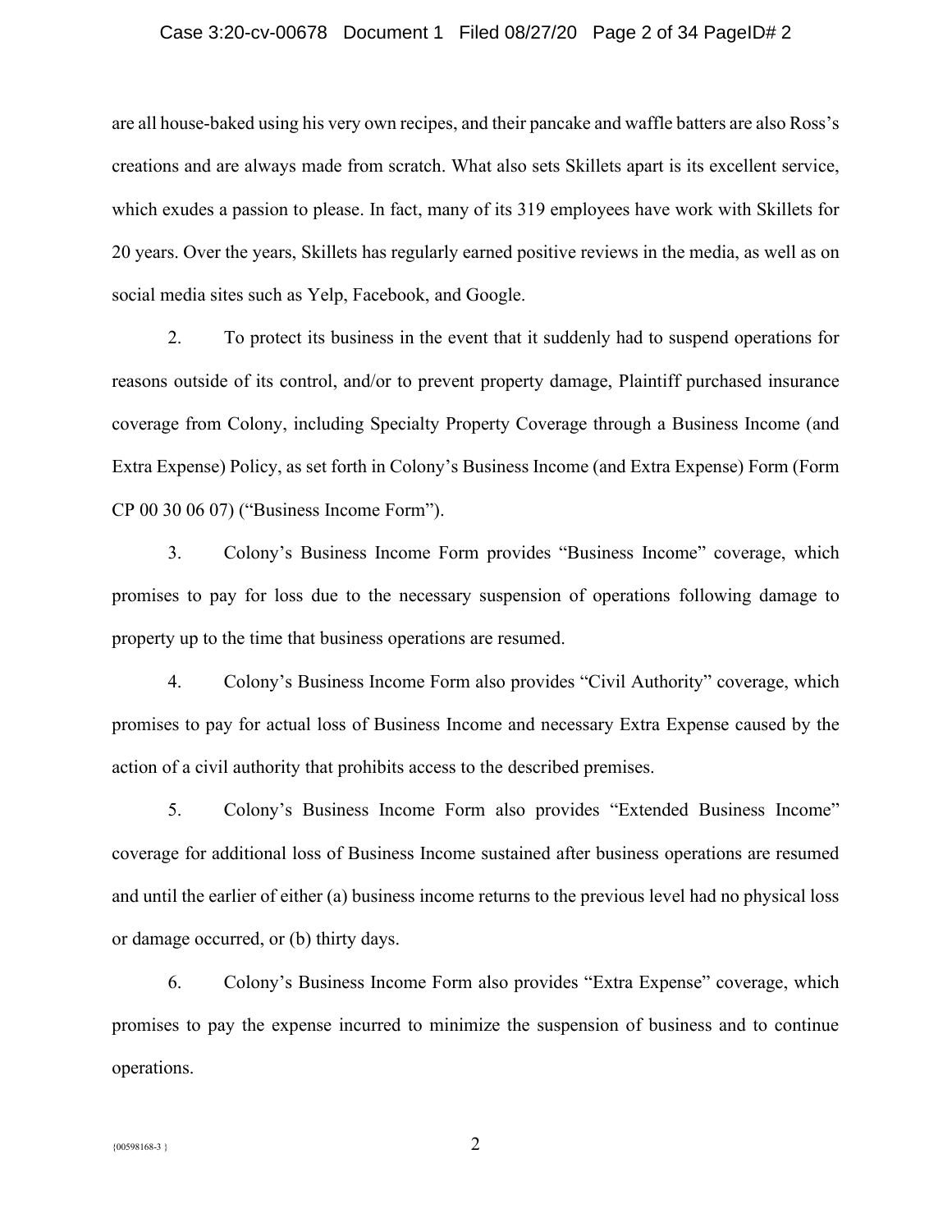are all house-baked using his very own recipes, and their pancake and waffle batters are also Ross's creations and are always made from scratch. What also sets Skillets apart is its excellent service, which exudes a passion to please. In fact, many of its 319 employees have work with Skillets for 20 years. Over the years, Skillets has regularly earned positive reviews in the media, as well as on social media sites such as Yelp, Facebook, and Google.

2. To protect its business in the event that it suddenly had to suspend operations for reasons outside of its control, and/or to prevent property damage, Plaintiff purchased insurance coverage from Colony, including Specialty Property Coverage through a Business Income (and Extra Expense) Policy, as set forth in Colony's Business Income (and Extra Expense) Form (Form CP 00 30 06 07) ("Business Income Form").

3. Colony's Business Income Form provides "Business Income" coverage, which promises to pay for loss due to the necessary suspension of operations following damage to property up to the time that business operations are resumed.

4. Colony's Business Income Form also provides "Civil Authority" coverage, which promises to pay for actual loss of Business Income and necessary Extra Expense caused by the action of a civil authority that prohibits access to the described premises.

5. Colony's Business Income Form also provides "Extended Business Income" coverage for additional loss of Business Income sustained after business operations are resumed and until the earlier of either (a) business income returns to the previous level had no physical loss or damage occurred, or (b) thirty days.

6. Colony's Business Income Form also provides "Extra Expense" coverage, which promises to pay the expense incurred to minimize the suspension of business and to continue operations.

{00598168-3 }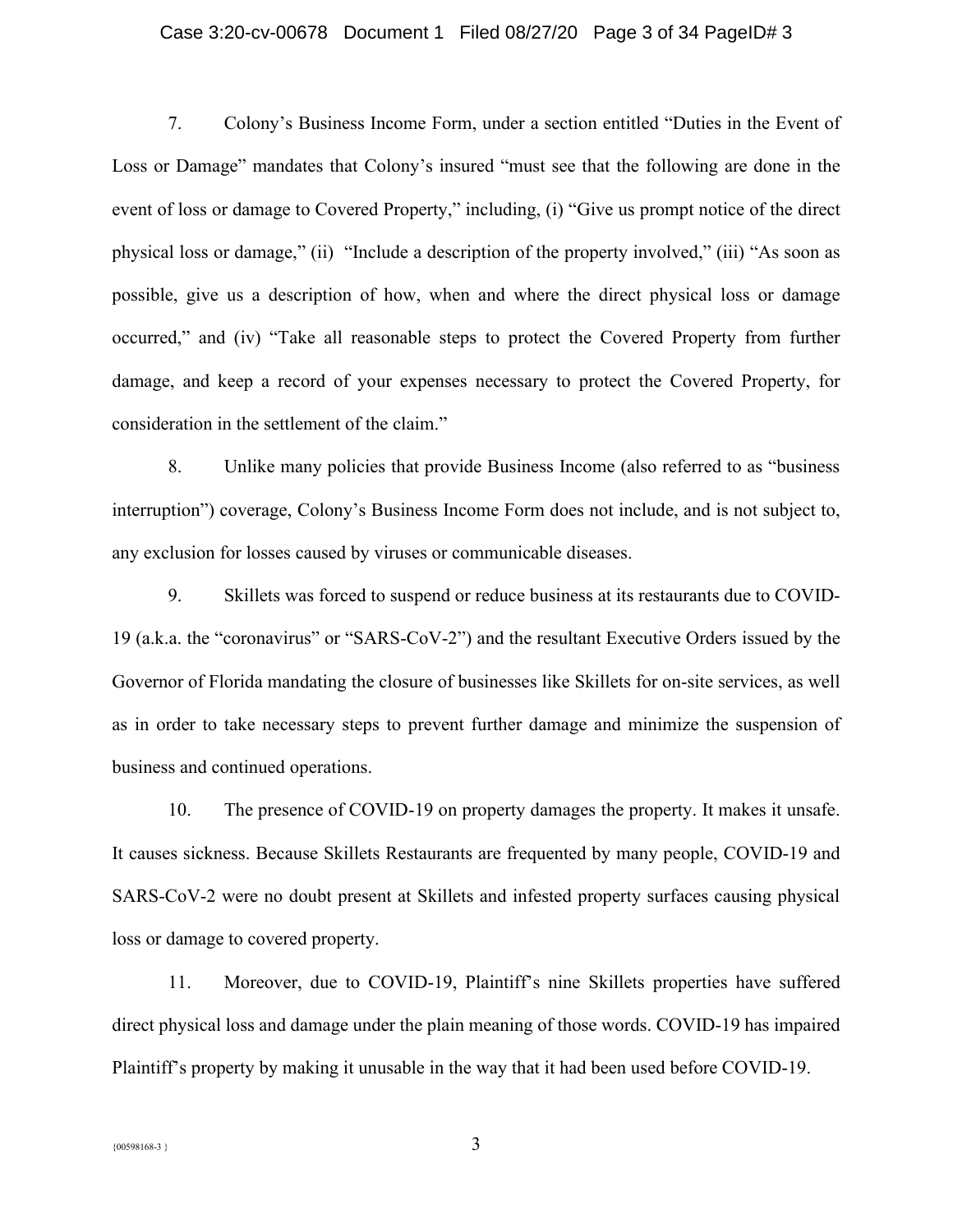7. Colony's Business Income Form, under a section entitled "Duties in the Event of Loss or Damage" mandates that Colony's insured "must see that the following are done in the event of loss or damage to Covered Property," including, (i) "Give us prompt notice of the direct physical loss or damage," (ii) "Include a description of the property involved," (iii) "As soon as possible, give us a description of how, when and where the direct physical loss or damage occurred," and (iv) "Take all reasonable steps to protect the Covered Property from further damage, and keep a record of your expenses necessary to protect the Covered Property, for consideration in the settlement of the claim."

8. Unlike many policies that provide Business Income (also referred to as "business interruption") coverage, Colony's Business Income Form does not include, and is not subject to, any exclusion for losses caused by viruses or communicable diseases.

9. Skillets was forced to suspend or reduce business at its restaurants due to COVID-19 (a.k.a. the "coronavirus" or "SARS-CoV-2") and the resultant Executive Orders issued by the Governor of Florida mandating the closure of businesses like Skillets for on-site services, as well as in order to take necessary steps to prevent further damage and minimize the suspension of business and continued operations.

10. The presence of COVID-19 on property damages the property. It makes it unsafe. It causes sickness. Because Skillets Restaurants are frequented by many people, COVID-19 and SARS-CoV-2 were no doubt present at Skillets and infested property surfaces causing physical loss or damage to covered property.

11. Moreover, due to COVID-19, Plaintiff's nine Skillets properties have suffered direct physical loss and damage under the plain meaning of those words. COVID-19 has impaired Plaintiff's property by making it unusable in the way that it had been used before COVID-19.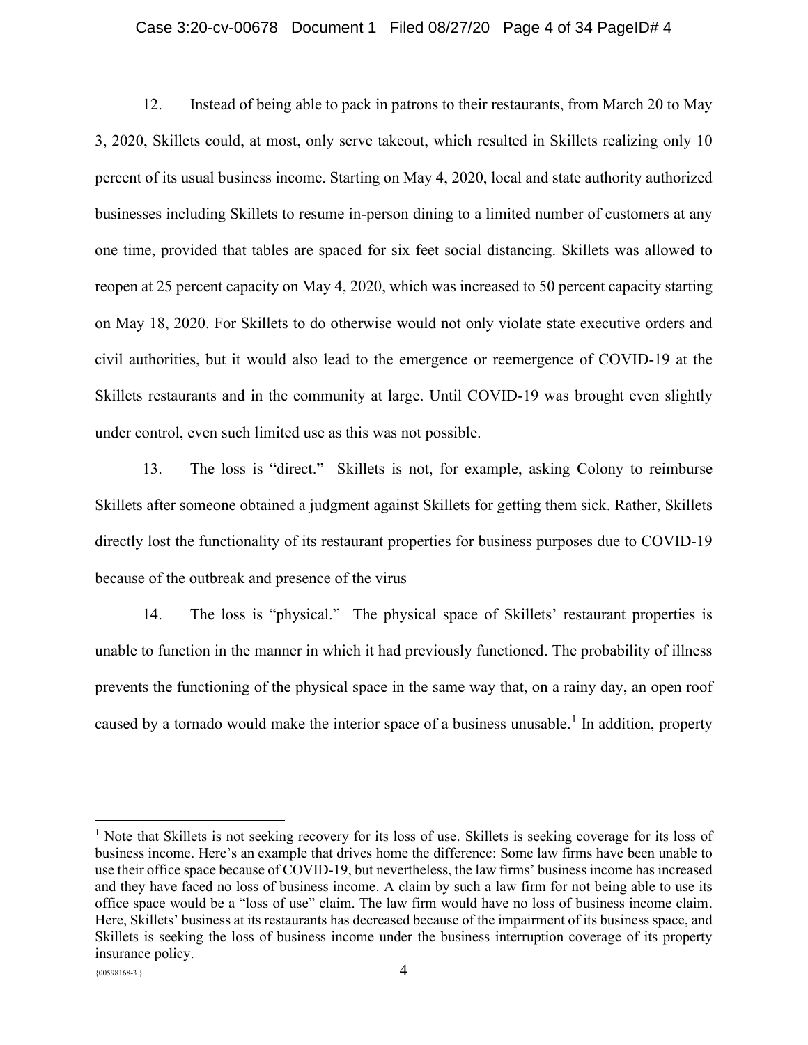12. Instead of being able to pack in patrons to their restaurants, from March 20 to May 3, 2020, Skillets could, at most, only serve takeout, which resulted in Skillets realizing only 10 percent of its usual business income. Starting on May 4, 2020, local and state authority authorized businesses including Skillets to resume in-person dining to a limited number of customers at any one time, provided that tables are spaced for six feet social distancing. Skillets was allowed to reopen at 25 percent capacity on May 4, 2020, which was increased to 50 percent capacity starting on May 18, 2020. For Skillets to do otherwise would not only violate state executive orders and civil authorities, but it would also lead to the emergence or reemergence of COVID-19 at the Skillets restaurants and in the community at large. Until COVID-19 was brought even slightly under control, even such limited use as this was not possible.

13. The loss is "direct." Skillets is not, for example, asking Colony to reimburse Skillets after someone obtained a judgment against Skillets for getting them sick. Rather, Skillets directly lost the functionality of its restaurant properties for business purposes due to COVID-19 because of the outbreak and presence of the virus

14. The loss is "physical." The physical space of Skillets' restaurant properties is unable to function in the manner in which it had previously functioned. The probability of illness prevents the functioning of the physical space in the same way that, on a rainy day, an open roof caused by a tornado would make the interior space of a business unusable.[1] In addition, property

[1] Note that Skillets is not seeking recovery for its loss of use. Skillets is seeking coverage for its loss of business income. Here's an example that drives home the difference: Some law firms have been unable to use their office space because of COVID-19, but nevertheless, the law firms' business income has increased and they have faced no loss of business income. A claim by such a law firm for not being able to use its office space would be a "loss of use" claim. The law firm would have no loss of business income claim. Here, Skillets' business at its restaurants has decreased because of the impairment of its business space, and Skillets is seeking the loss of business income under the business interruption coverage of its property insurance policy.

{00598168-3 }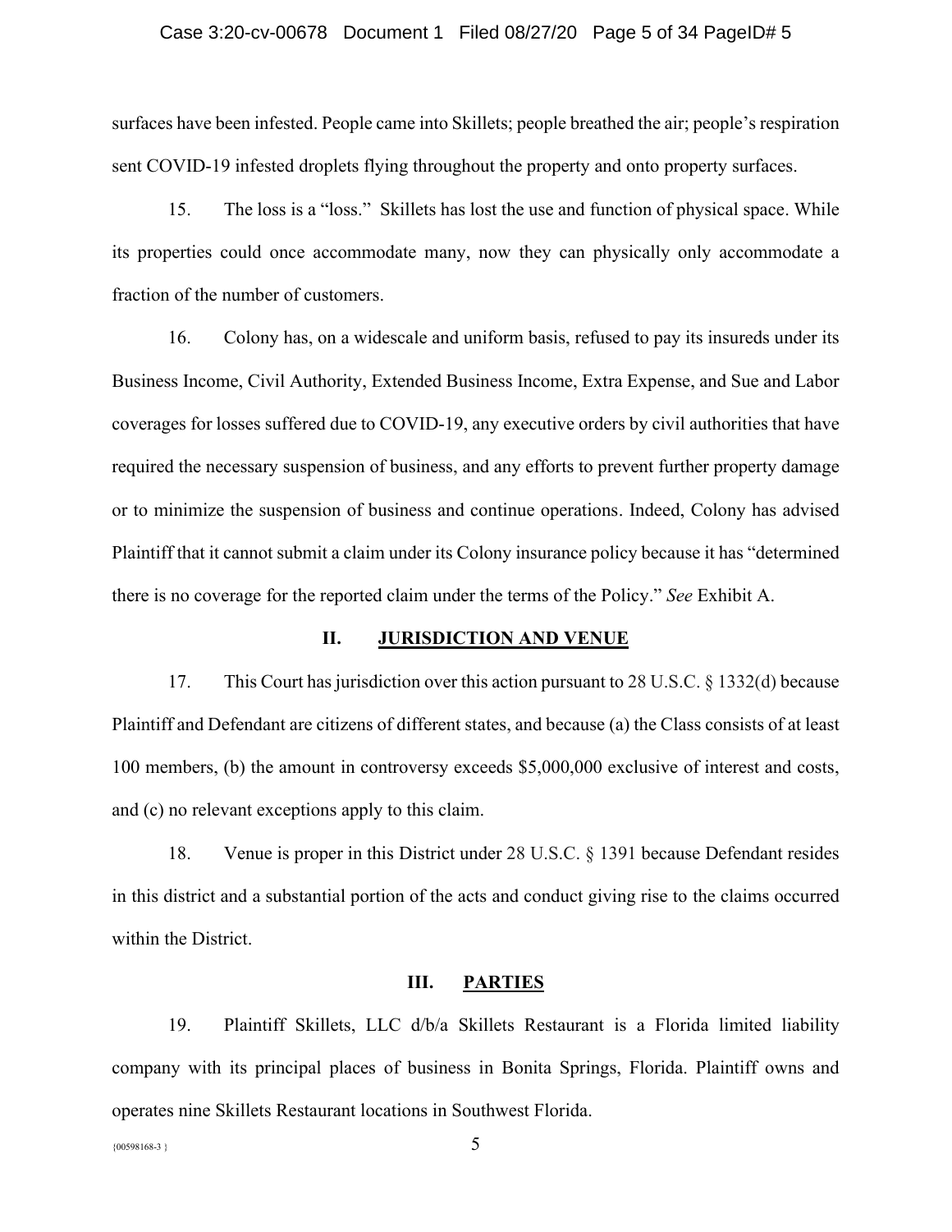surfaces have been infested. People came into Skillets; people breathed the air; people's respiration sent COVID-19 infested droplets flying throughout the property and onto property surfaces.

15. The loss is a "loss." Skillets has lost the use and function of physical space. While its properties could once accommodate many, now they can physically only accommodate a fraction of the number of customers.

16. Colony has, on a widescale and uniform basis, refused to pay its insureds under its Business Income, Civil Authority, Extended Business Income, Extra Expense, and Sue and Labor coverages for losses suffered due to COVID-19, any executive orders by civil authorities that have required the necessary suspension of business, and any efforts to prevent further property damage or to minimize the suspension of business and continue operations. Indeed, Colony has advised Plaintiff that it cannot submit a claim under its Colony insurance policy because it has "determined there is no coverage for the reported claim under the terms of the Policy." *See* Exhibit A.

## II. JURISDICTION AND VENUE

17. This Court has jurisdiction over this action pursuant to 28 U.S.C. § 1332(d) because Plaintiff and Defendant are citizens of different states, and because (a) the Class consists of at least 100 members, (b) the amount in controversy exceeds $5,000,000 exclusive of interest and costs, and (c) no relevant exceptions apply to this claim.

18. Venue is proper in this District under 28 U.S.C. § 1391 because Defendant resides in this district and a substantial portion of the acts and conduct giving rise to the claims occurred within the District.

## III. PARTIES

19. Plaintiff Skillets, LLC d/b/a Skillets Restaurant is a Florida limited liability company with its principal places of business in Bonita Springs, Florida. Plaintiff owns and operates nine Skillets Restaurant locations in Southwest Florida.

{00598168-3 }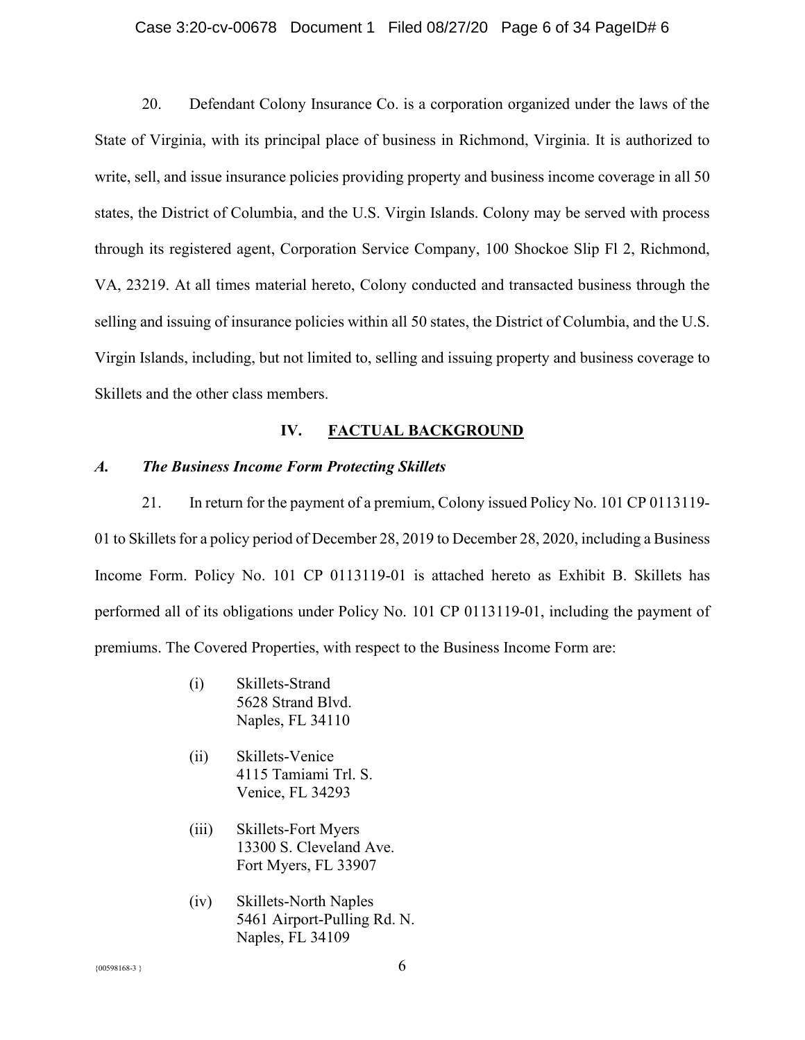20. Defendant Colony Insurance Co. is a corporation organized under the laws of the State of Virginia, with its principal place of business in Richmond, Virginia. It is authorized to write, sell, and issue insurance policies providing property and business income coverage in all 50 states, the District of Columbia, and the U.S. Virgin Islands. Colony may be served with process through its registered agent, Corporation Service Company, 100 Shockoe Slip Fl 2, Richmond, VA, 23219. At all times material hereto, Colony conducted and transacted business through the selling and issuing of insurance policies within all 50 states, the District of Columbia, and the U.S. Virgin Islands, including, but not limited to, selling and issuing property and business coverage to Skillets and the other class members.

## IV. FACTUAL BACKGROUND

### *A. The Business Income Form Protecting Skillets*

21. In return for the payment of a premium, Colony issued Policy No. 101 CP 0113119-01 to Skillets for a policy period of December 28, 2019 to December 28, 2020, including a Business Income Form. Policy No. 101 CP 0113119-01 is attached hereto as Exhibit B. Skillets has performed all of its obligations under Policy No. 101 CP 0113119-01, including the payment of premiums. The Covered Properties, with respect to the Business Income Form are:

(i) Skillets-Strand
5628 Strand Blvd.
Naples, FL 34110

(ii) Skillets-Venice
4115 Tamiami Trl. S.
Venice, FL 34293

(iii) Skillets-Fort Myers
13300 S. Cleveland Ave.
Fort Myers, FL 33907

(iv) Skillets-North Naples
5461 Airport-Pulling Rd. N.
Naples, FL 34109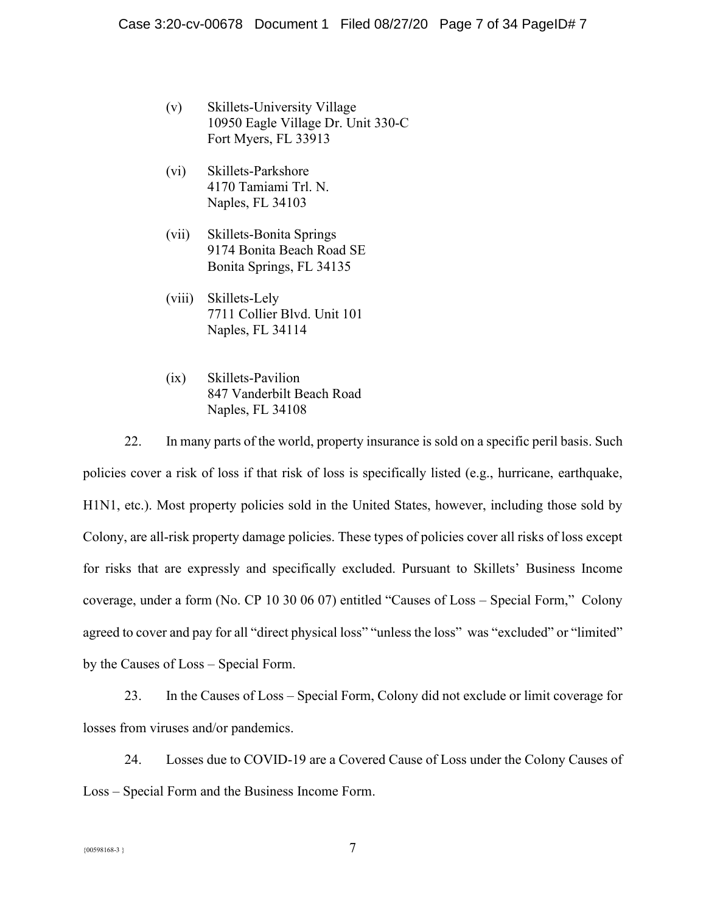(v) Skillets-University Village
10950 Eagle Village Dr. Unit 330-C
Fort Myers, FL 33913

(vi) Skillets-Parkshore
4170 Tamiami Trl. N.
Naples, FL 34103

(vii) Skillets-Bonita Springs
9174 Bonita Beach Road SE
Bonita Springs, FL 34135

(viii) Skillets-Lely
7711 Collier Blvd. Unit 101
Naples, FL 34114

(ix) Skillets-Pavilion
847 Vanderbilt Beach Road
Naples, FL 34108

22. In many parts of the world, property insurance is sold on a specific peril basis. Such policies cover a risk of loss if that risk of loss is specifically listed (e.g., hurricane, earthquake, H1N1, etc.). Most property policies sold in the United States, however, including those sold by Colony, are all-risk property damage policies. These types of policies cover all risks of loss except for risks that are expressly and specifically excluded. Pursuant to Skillets' Business Income coverage, under a form (No. CP 10 30 06 07) entitled "Causes of Loss – Special Form," Colony agreed to cover and pay for all "direct physical loss" "unless the loss" was "excluded" or "limited" by the Causes of Loss – Special Form.

23. In the Causes of Loss – Special Form, Colony did not exclude or limit coverage for losses from viruses and/or pandemics.

24. Losses due to COVID-19 are a Covered Cause of Loss under the Colony Causes of Loss – Special Form and the Business Income Form.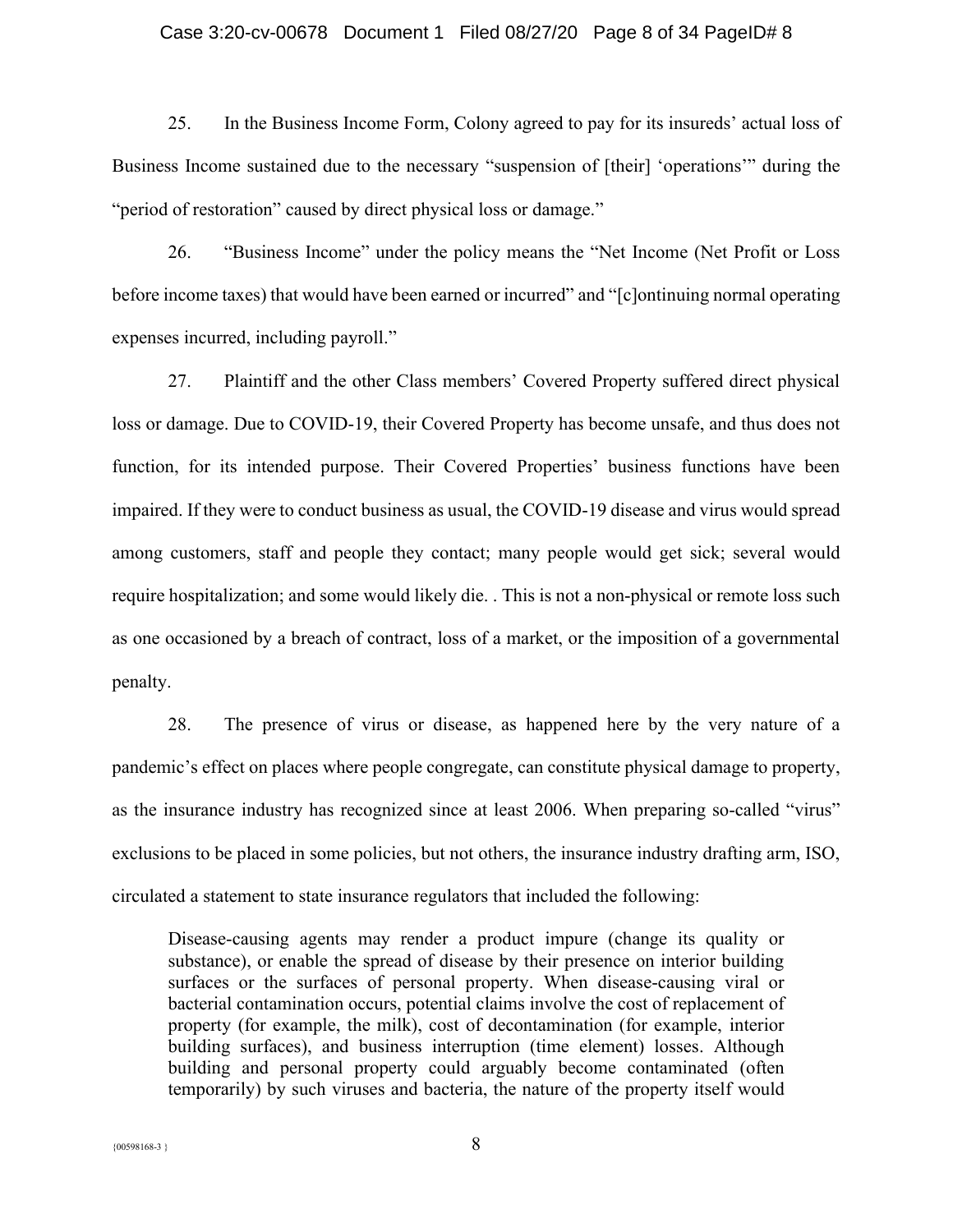25. In the Business Income Form, Colony agreed to pay for its insureds' actual loss of Business Income sustained due to the necessary "suspension of [their] 'operations'" during the "period of restoration" caused by direct physical loss or damage."

26. "Business Income" under the policy means the "Net Income (Net Profit or Loss before income taxes) that would have been earned or incurred" and "[c]ontinuing normal operating expenses incurred, including payroll."

27. Plaintiff and the other Class members' Covered Property suffered direct physical loss or damage. Due to COVID-19, their Covered Property has become unsafe, and thus does not function, for its intended purpose. Their Covered Properties' business functions have been impaired. If they were to conduct business as usual, the COVID-19 disease and virus would spread among customers, staff and people they contact; many people would get sick; several would require hospitalization; and some would likely die. . This is not a non-physical or remote loss such as one occasioned by a breach of contract, loss of a market, or the imposition of a governmental penalty.

28. The presence of virus or disease, as happened here by the very nature of a pandemic's effect on places where people congregate, can constitute physical damage to property, as the insurance industry has recognized since at least 2006. When preparing so-called "virus" exclusions to be placed in some policies, but not others, the insurance industry drafting arm, ISO, circulated a statement to state insurance regulators that included the following:

> Disease-causing agents may render a product impure (change its quality or substance), or enable the spread of disease by their presence on interior building surfaces or the surfaces of personal property. When disease-causing viral or bacterial contamination occurs, potential claims involve the cost of replacement of property (for example, the milk), cost of decontamination (for example, interior building surfaces), and business interruption (time element) losses. Although building and personal property could arguably become contaminated (often temporarily) by such viruses and bacteria, the nature of the property itself would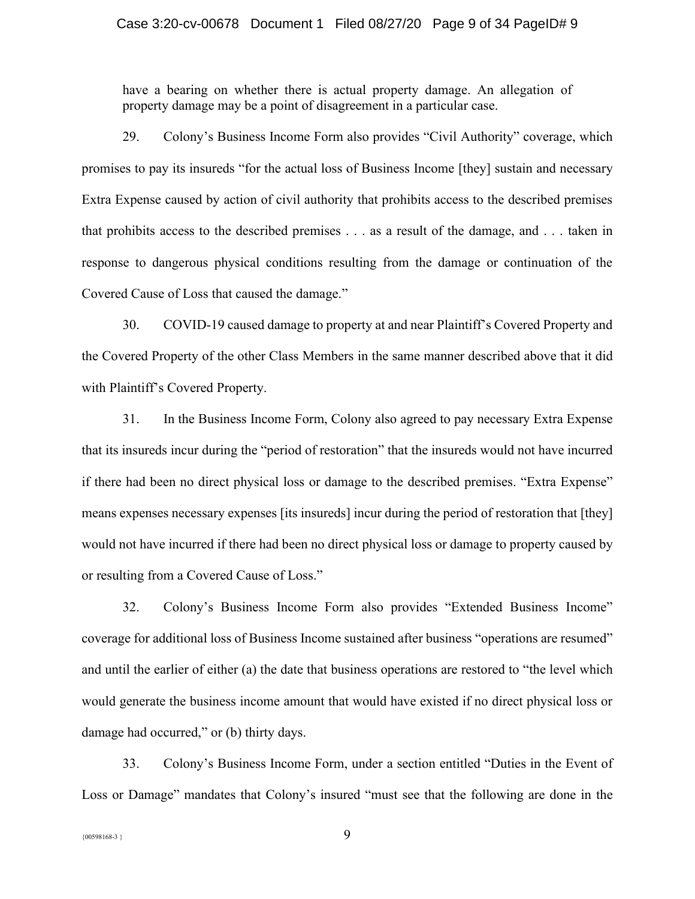have a bearing on whether there is actual property damage. An allegation of property damage may be a point of disagreement in a particular case.

29. Colony's Business Income Form also provides "Civil Authority" coverage, which promises to pay its insureds "for the actual loss of Business Income [they] sustain and necessary Extra Expense caused by action of civil authority that prohibits access to the described premises that prohibits access to the described premises . . . as a result of the damage, and . . . taken in response to dangerous physical conditions resulting from the damage or continuation of the Covered Cause of Loss that caused the damage."

30. COVID-19 caused damage to property at and near Plaintiff's Covered Property and the Covered Property of the other Class Members in the same manner described above that it did with Plaintiff's Covered Property.

31. In the Business Income Form, Colony also agreed to pay necessary Extra Expense that its insureds incur during the "period of restoration" that the insureds would not have incurred if there had been no direct physical loss or damage to the described premises. "Extra Expense" means expenses necessary expenses [its insureds] incur during the period of restoration that [they] would not have incurred if there had been no direct physical loss or damage to property caused by or resulting from a Covered Cause of Loss."

32. Colony's Business Income Form also provides "Extended Business Income" coverage for additional loss of Business Income sustained after business "operations are resumed" and until the earlier of either (a) the date that business operations are restored to "the level which would generate the business income amount that would have existed if no direct physical loss or damage had occurred," or (b) thirty days.

33. Colony's Business Income Form, under a section entitled "Duties in the Event of Loss or Damage" mandates that Colony's insured "must see that the following are done in the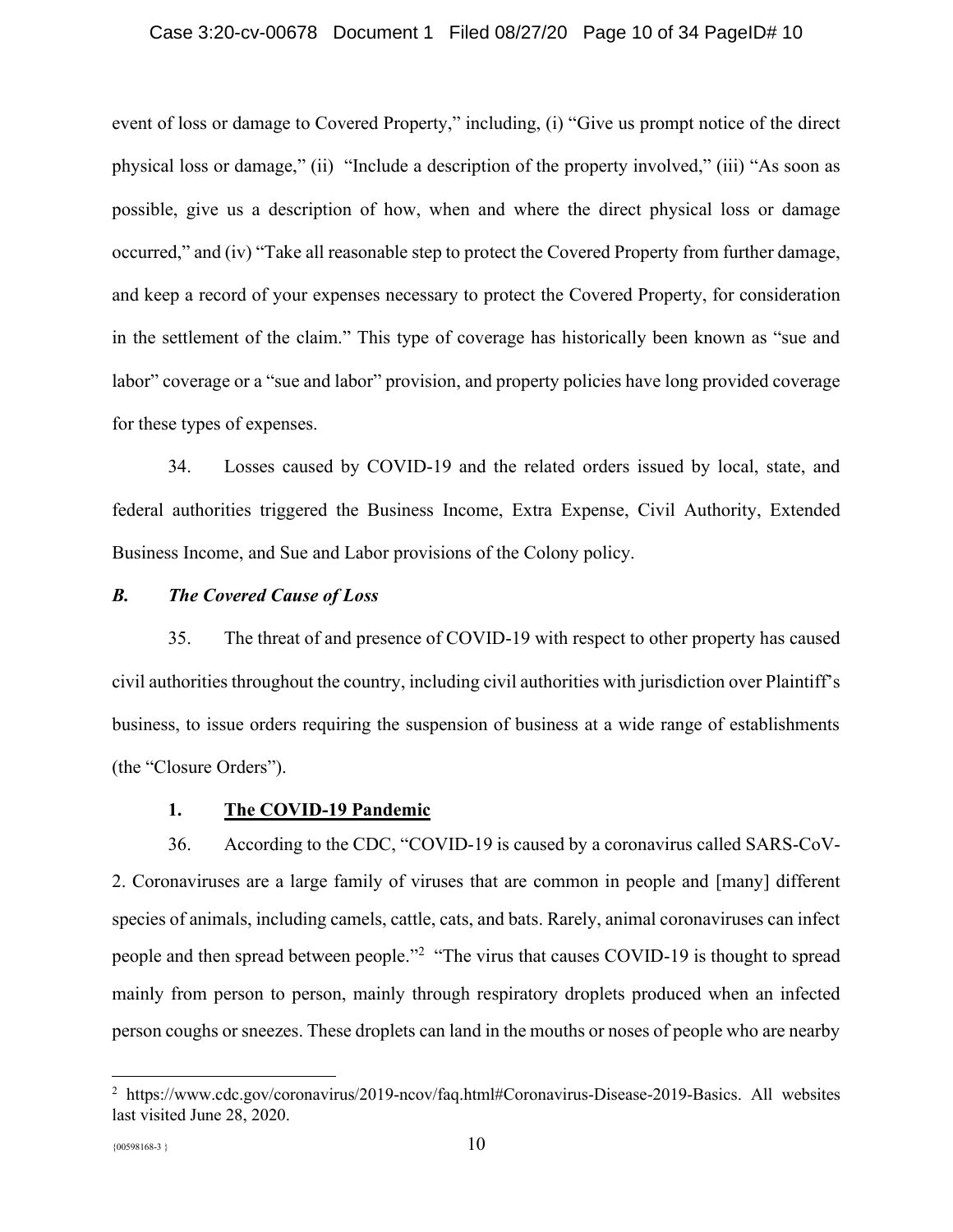event of loss or damage to Covered Property," including, (i) "Give us prompt notice of the direct physical loss or damage," (ii) "Include a description of the property involved," (iii) "As soon as possible, give us a description of how, when and where the direct physical loss or damage occurred," and (iv) "Take all reasonable step to protect the Covered Property from further damage, and keep a record of your expenses necessary to protect the Covered Property, for consideration in the settlement of the claim." This type of coverage has historically been known as "sue and labor" coverage or a "sue and labor" provision, and property policies have long provided coverage for these types of expenses.

34. Losses caused by COVID-19 and the related orders issued by local, state, and federal authorities triggered the Business Income, Extra Expense, Civil Authority, Extended Business Income, and Sue and Labor provisions of the Colony policy.

### *B. The Covered Cause of Loss*

35. The threat of and presence of COVID-19 with respect to other property has caused civil authorities throughout the country, including civil authorities with jurisdiction over Plaintiff's business, to issue orders requiring the suspension of business at a wide range of establishments (the "Closure Orders").

#### **1. <u>The COVID-19 Pandemic</u>**

36. According to the CDC, "COVID-19 is caused by a coronavirus called SARS-CoV-2. Coronaviruses are a large family of viruses that are common in people and [many] different species of animals, including camels, cattle, cats, and bats. Rarely, animal coronaviruses can infect people and then spread between people."[2] "The virus that causes COVID-19 is thought to spread mainly from person to person, mainly through respiratory droplets produced when an infected person coughs or sneezes. These droplets can land in the mouths or noses of people who are nearby

---

[2] https://www.cdc.gov/coronavirus/2019-ncov/faq.html#Coronavirus-Disease-2019-Basics. All websites last visited June 28, 2020.

{00598168-3 }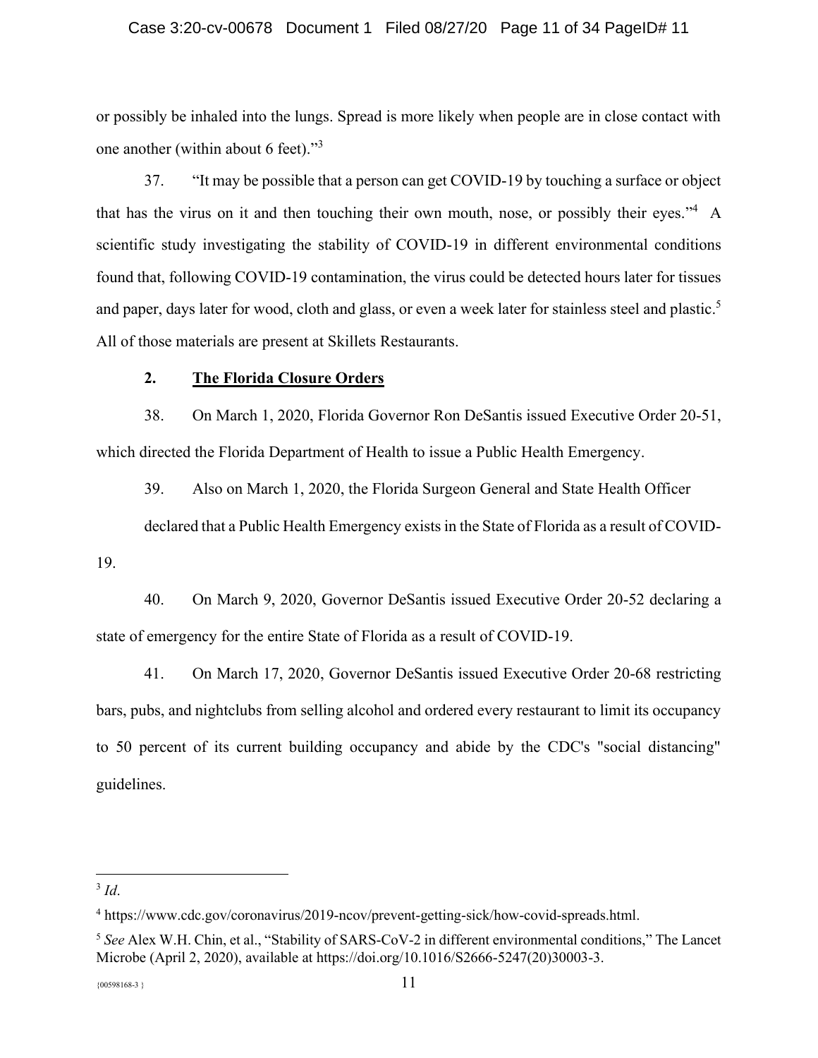or possibly be inhaled into the lungs. Spread is more likely when people are in close contact with one another (within about 6 feet)."[3]

37. "It may be possible that a person can get COVID-19 by touching a surface or object that has the virus on it and then touching their own mouth, nose, or possibly their eyes."[4] A scientific study investigating the stability of COVID-19 in different environmental conditions found that, following COVID-19 contamination, the virus could be detected hours later for tissues and paper, days later for wood, cloth and glass, or even a week later for stainless steel and plastic.[5] All of those materials are present at Skillets Restaurants.

**2. <u>The Florida Closure Orders</u>**

38. On March 1, 2020, Florida Governor Ron DeSantis issued Executive Order 20-51, which directed the Florida Department of Health to issue a Public Health Emergency.

39. Also on March 1, 2020, the Florida Surgeon General and State Health Officer declared that a Public Health Emergency exists in the State of Florida as a result of COVID-19.

40. On March 9, 2020, Governor DeSantis issued Executive Order 20-52 declaring a state of emergency for the entire State of Florida as a result of COVID-19.

41. On March 17, 2020, Governor DeSantis issued Executive Order 20-68 restricting bars, pubs, and nightclubs from selling alcohol and ordered every restaurant to limit its occupancy to 50 percent of its current building occupancy and abide by the CDC's "social distancing" guidelines.

---

[3] *Id*.

[4] https://www.cdc.gov/coronavirus/2019-ncov/prevent-getting-sick/how-covid-spreads.html.

[5] *See* Alex W.H. Chin, et al., "Stability of SARS-CoV-2 in different environmental conditions," The Lancet Microbe (April 2, 2020), available at https://doi.org/10.1016/S2666-5247(20)30003-3.

{00598168-3 }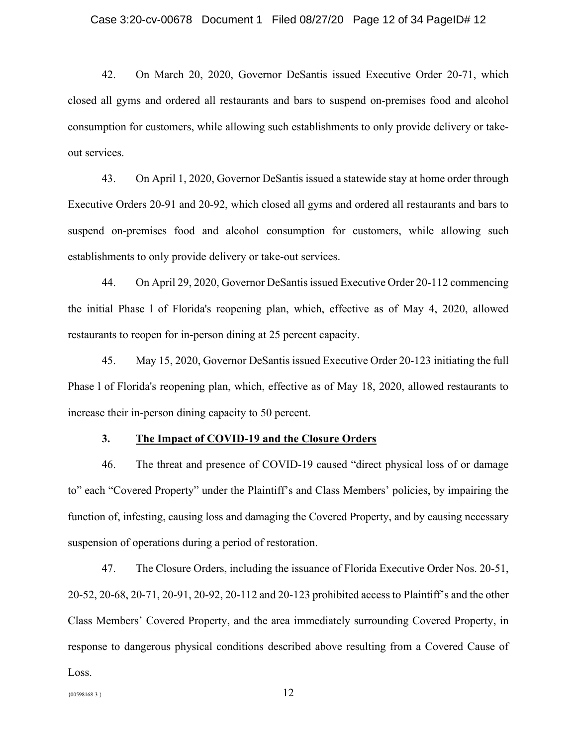42. On March 20, 2020, Governor DeSantis issued Executive Order 20-71, which closed all gyms and ordered all restaurants and bars to suspend on-premises food and alcohol consumption for customers, while allowing such establishments to only provide delivery or take-out services.

43. On April 1, 2020, Governor DeSantis issued a statewide stay at home order through Executive Orders 20-91 and 20-92, which closed all gyms and ordered all restaurants and bars to suspend on-premises food and alcohol consumption for customers, while allowing such establishments to only provide delivery or take-out services.

44. On April 29, 2020, Governor DeSantis issued Executive Order 20-112 commencing the initial Phase l of Florida's reopening plan, which, effective as of May 4, 2020, allowed restaurants to reopen for in-person dining at 25 percent capacity.

45. May 15, 2020, Governor DeSantis issued Executive Order 20-123 initiating the full Phase l of Florida's reopening plan, which, effective as of May 18, 2020, allowed restaurants to increase their in-person dining capacity to 50 percent.

### 3. <u>The Impact of COVID-19 and the Closure Orders</u>

46. The threat and presence of COVID-19 caused "direct physical loss of or damage to" each "Covered Property" under the Plaintiff's and Class Members' policies, by impairing the function of, infesting, causing loss and damaging the Covered Property, and by causing necessary suspension of operations during a period of restoration.

47. The Closure Orders, including the issuance of Florida Executive Order Nos. 20-51, 20-52, 20-68, 20-71, 20-91, 20-92, 20-112 and 20-123 prohibited access to Plaintiff's and the other Class Members' Covered Property, and the area immediately surrounding Covered Property, in response to dangerous physical conditions described above resulting from a Covered Cause of Loss.

{00598168-3 }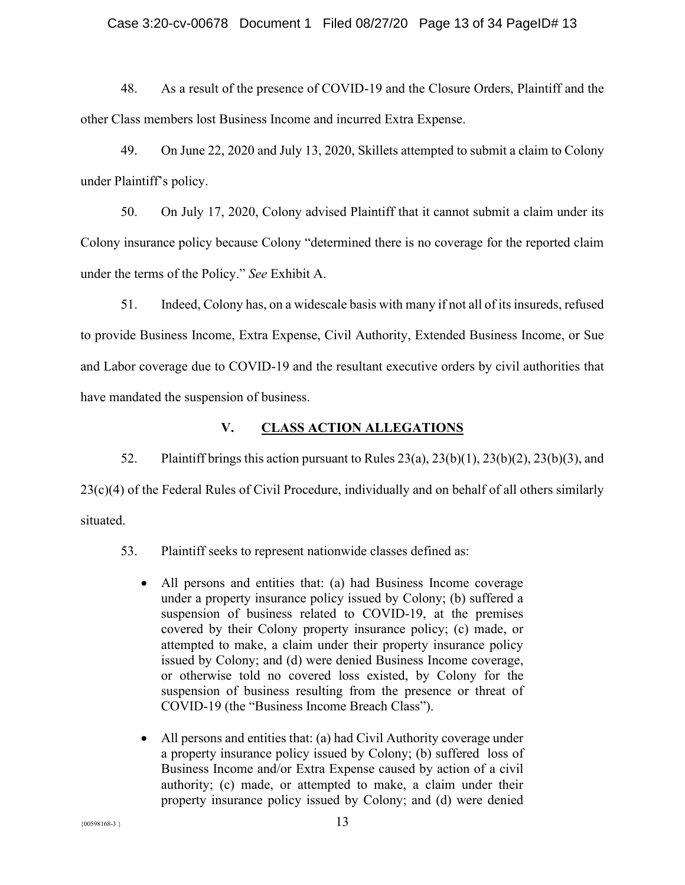48. As a result of the presence of COVID-19 and the Closure Orders, Plaintiff and the other Class members lost Business Income and incurred Extra Expense.

49. On June 22, 2020 and July 13, 2020, Skillets attempted to submit a claim to Colony under Plaintiff's policy.

50. On July 17, 2020, Colony advised Plaintiff that it cannot submit a claim under its Colony insurance policy because Colony "determined there is no coverage for the reported claim under the terms of the Policy." *See* Exhibit A.

51. Indeed, Colony has, on a widescale basis with many if not all of its insureds, refused to provide Business Income, Extra Expense, Civil Authority, Extended Business Income, or Sue and Labor coverage due to COVID-19 and the resultant executive orders by civil authorities that have mandated the suspension of business.

## V. CLASS ACTION ALLEGATIONS

52. Plaintiff brings this action pursuant to Rules 23(a), 23(b)(1), 23(b)(2), 23(b)(3), and 23(c)(4) of the Federal Rules of Civil Procedure, individually and on behalf of all others similarly situated.

53. Plaintiff seeks to represent nationwide classes defined as:

- All persons and entities that: (a) had Business Income coverage under a property insurance policy issued by Colony; (b) suffered a suspension of business related to COVID-19, at the premises covered by their Colony property insurance policy; (c) made, or attempted to make, a claim under their property insurance policy issued by Colony; and (d) were denied Business Income coverage, or otherwise told no covered loss existed, by Colony for the suspension of business resulting from the presence or threat of COVID-19 (the "Business Income Breach Class").

- All persons and entities that: (a) had Civil Authority coverage under a property insurance policy issued by Colony; (b) suffered loss of Business Income and/or Extra Expense caused by action of a civil authority; (c) made, or attempted to make, a claim under their property insurance policy issued by Colony; and (d) were denied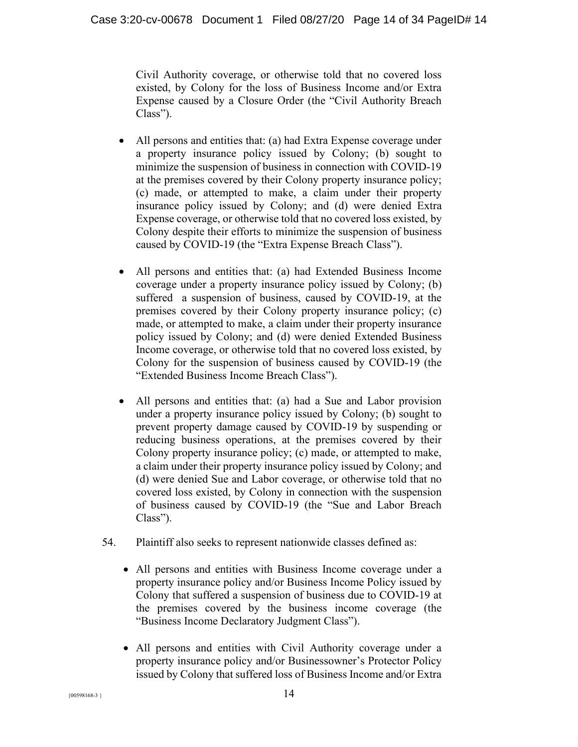Civil Authority coverage, or otherwise told that no covered loss existed, by Colony for the loss of Business Income and/or Extra Expense caused by a Closure Order (the "Civil Authority Breach Class").

- All persons and entities that: (a) had Extra Expense coverage under a property insurance policy issued by Colony; (b) sought to minimize the suspension of business in connection with COVID-19 at the premises covered by their Colony property insurance policy; (c) made, or attempted to make, a claim under their property insurance policy issued by Colony; and (d) were denied Extra Expense coverage, or otherwise told that no covered loss existed, by Colony despite their efforts to minimize the suspension of business caused by COVID-19 (the "Extra Expense Breach Class").

- All persons and entities that: (a) had Extended Business Income coverage under a property insurance policy issued by Colony; (b) suffered a suspension of business, caused by COVID-19, at the premises covered by their Colony property insurance policy; (c) made, or attempted to make, a claim under their property insurance policy issued by Colony; and (d) were denied Extended Business Income coverage, or otherwise told that no covered loss existed, by Colony for the suspension of business caused by COVID-19 (the "Extended Business Income Breach Class").

- All persons and entities that: (a) had a Sue and Labor provision under a property insurance policy issued by Colony; (b) sought to prevent property damage caused by COVID-19 by suspending or reducing business operations, at the premises covered by their Colony property insurance policy; (c) made, or attempted to make, a claim under their property insurance policy issued by Colony; and (d) were denied Sue and Labor coverage, or otherwise told that no covered loss existed, by Colony in connection with the suspension of business caused by COVID-19 (the "Sue and Labor Breach Class").

54. Plaintiff also seeks to represent nationwide classes defined as:

- All persons and entities with Business Income coverage under a property insurance policy and/or Business Income Policy issued by Colony that suffered a suspension of business due to COVID-19 at the premises covered by the business income coverage (the "Business Income Declaratory Judgment Class").

- All persons and entities with Civil Authority coverage under a property insurance policy and/or Businessowner's Protector Policy issued by Colony that suffered loss of Business Income and/or Extra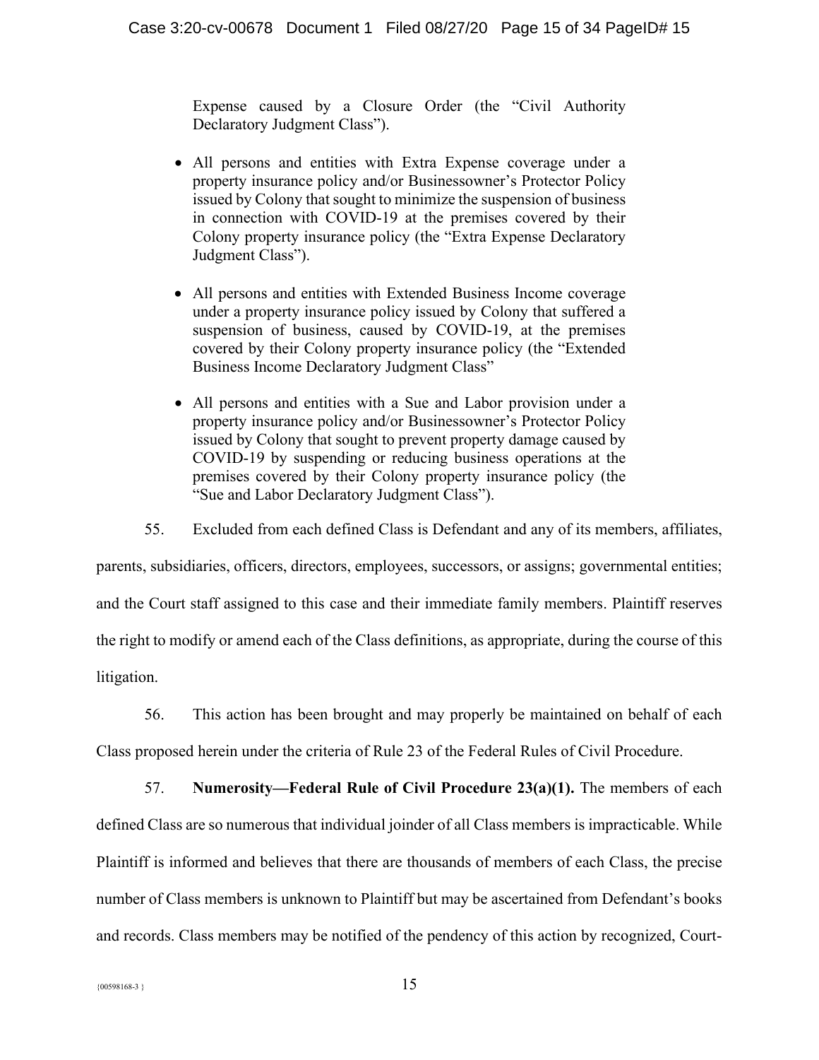Expense caused by a Closure Order (the "Civil Authority Declaratory Judgment Class").

- All persons and entities with Extra Expense coverage under a property insurance policy and/or Businessowner's Protector Policy issued by Colony that sought to minimize the suspension of business in connection with COVID-19 at the premises covered by their Colony property insurance policy (the "Extra Expense Declaratory Judgment Class").

- All persons and entities with Extended Business Income coverage under a property insurance policy issued by Colony that suffered a suspension of business, caused by COVID-19, at the premises covered by their Colony property insurance policy (the "Extended Business Income Declaratory Judgment Class"

- All persons and entities with a Sue and Labor provision under a property insurance policy and/or Businessowner's Protector Policy issued by Colony that sought to prevent property damage caused by COVID-19 by suspending or reducing business operations at the premises covered by their Colony property insurance policy (the "Sue and Labor Declaratory Judgment Class").

55. Excluded from each defined Class is Defendant and any of its members, affiliates, parents, subsidiaries, officers, directors, employees, successors, or assigns; governmental entities; and the Court staff assigned to this case and their immediate family members. Plaintiff reserves the right to modify or amend each of the Class definitions, as appropriate, during the course of this litigation.

56. This action has been brought and may properly be maintained on behalf of each Class proposed herein under the criteria of Rule 23 of the Federal Rules of Civil Procedure.

57. **Numerosity—Federal Rule of Civil Procedure 23(a)(1).** The members of each defined Class are so numerous that individual joinder of all Class members is impracticable. While Plaintiff is informed and believes that there are thousands of members of each Class, the precise number of Class members is unknown to Plaintiff but may be ascertained from Defendant's books and records. Class members may be notified of the pendency of this action by recognized, Court-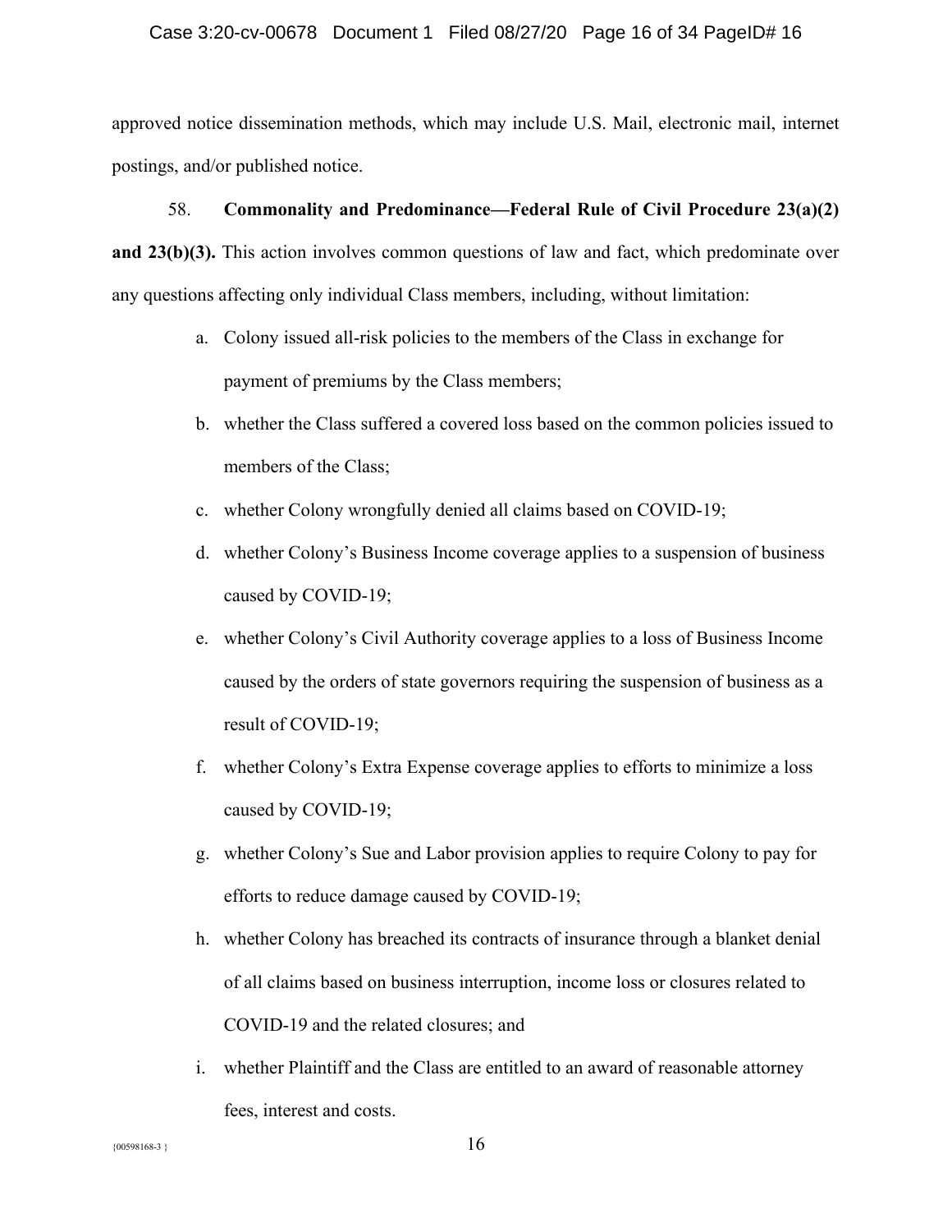approved notice dissemination methods, which may include U.S. Mail, electronic mail, internet postings, and/or published notice.

58. **Commonality and Predominance—Federal Rule of Civil Procedure 23(a)(2) and 23(b)(3).** This action involves common questions of law and fact, which predominate over any questions affecting only individual Class members, including, without limitation:

a. Colony issued all-risk policies to the members of the Class in exchange for payment of premiums by the Class members;

b. whether the Class suffered a covered loss based on the common policies issued to members of the Class;

c. whether Colony wrongfully denied all claims based on COVID-19;

d. whether Colony's Business Income coverage applies to a suspension of business caused by COVID-19;

e. whether Colony's Civil Authority coverage applies to a loss of Business Income caused by the orders of state governors requiring the suspension of business as a result of COVID-19;

f. whether Colony's Extra Expense coverage applies to efforts to minimize a loss caused by COVID-19;

g. whether Colony's Sue and Labor provision applies to require Colony to pay for efforts to reduce damage caused by COVID-19;

h. whether Colony has breached its contracts of insurance through a blanket denial of all claims based on business interruption, income loss or closures related to COVID-19 and the related closures; and

i. whether Plaintiff and the Class are entitled to an award of reasonable attorney fees, interest and costs.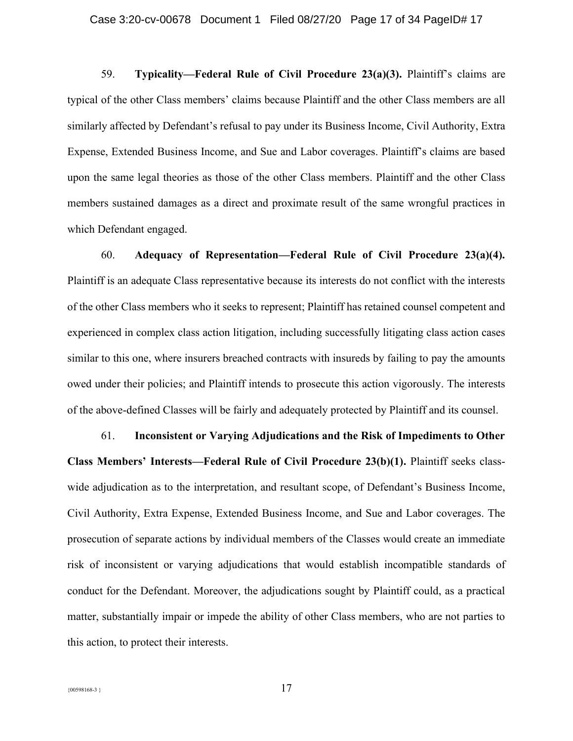59. **Typicality—Federal Rule of Civil Procedure 23(a)(3).** Plaintiff's claims are typical of the other Class members' claims because Plaintiff and the other Class members are all similarly affected by Defendant's refusal to pay under its Business Income, Civil Authority, Extra Expense, Extended Business Income, and Sue and Labor coverages. Plaintiff's claims are based upon the same legal theories as those of the other Class members. Plaintiff and the other Class members sustained damages as a direct and proximate result of the same wrongful practices in which Defendant engaged.

60. **Adequacy of Representation—Federal Rule of Civil Procedure 23(a)(4).** Plaintiff is an adequate Class representative because its interests do not conflict with the interests of the other Class members who it seeks to represent; Plaintiff has retained counsel competent and experienced in complex class action litigation, including successfully litigating class action cases similar to this one, where insurers breached contracts with insureds by failing to pay the amounts owed under their policies; and Plaintiff intends to prosecute this action vigorously. The interests of the above-defined Classes will be fairly and adequately protected by Plaintiff and its counsel.

61. **Inconsistent or Varying Adjudications and the Risk of Impediments to Other Class Members' Interests—Federal Rule of Civil Procedure 23(b)(1).** Plaintiff seeks class-wide adjudication as to the interpretation, and resultant scope, of Defendant's Business Income, Civil Authority, Extra Expense, Extended Business Income, and Sue and Labor coverages. The prosecution of separate actions by individual members of the Classes would create an immediate risk of inconsistent or varying adjudications that would establish incompatible standards of conduct for the Defendant. Moreover, the adjudications sought by Plaintiff could, as a practical matter, substantially impair or impede the ability of other Class members, who are not parties to this action, to protect their interests.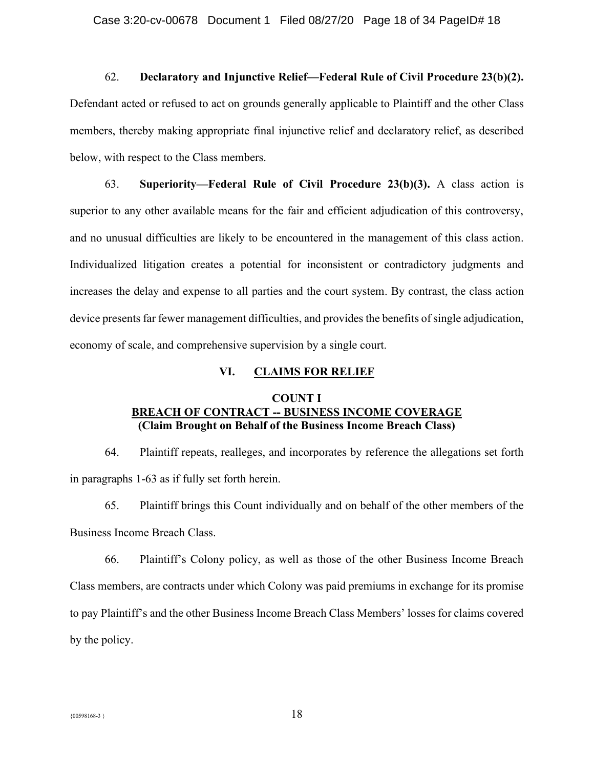62. **Declaratory and Injunctive Relief—Federal Rule of Civil Procedure 23(b)(2).** Defendant acted or refused to act on grounds generally applicable to Plaintiff and the other Class members, thereby making appropriate final injunctive relief and declaratory relief, as described below, with respect to the Class members.

63. **Superiority—Federal Rule of Civil Procedure 23(b)(3).** A class action is superior to any other available means for the fair and efficient adjudication of this controversy, and no unusual difficulties are likely to be encountered in the management of this class action. Individualized litigation creates a potential for inconsistent or contradictory judgments and increases the delay and expense to all parties and the court system. By contrast, the class action device presents far fewer management difficulties, and provides the benefits of single adjudication, economy of scale, and comprehensive supervision by a single court.

## VI. CLAIMS FOR RELIEF

### COUNT I
### BREACH OF CONTRACT -- BUSINESS INCOME COVERAGE
### (Claim Brought on Behalf of the Business Income Breach Class)

64. Plaintiff repeats, realleges, and incorporates by reference the allegations set forth in paragraphs 1-63 as if fully set forth herein.

65. Plaintiff brings this Count individually and on behalf of the other members of the Business Income Breach Class.

66. Plaintiff's Colony policy, as well as those of the other Business Income Breach Class members, are contracts under which Colony was paid premiums in exchange for its promise to pay Plaintiff's and the other Business Income Breach Class Members' losses for claims covered by the policy.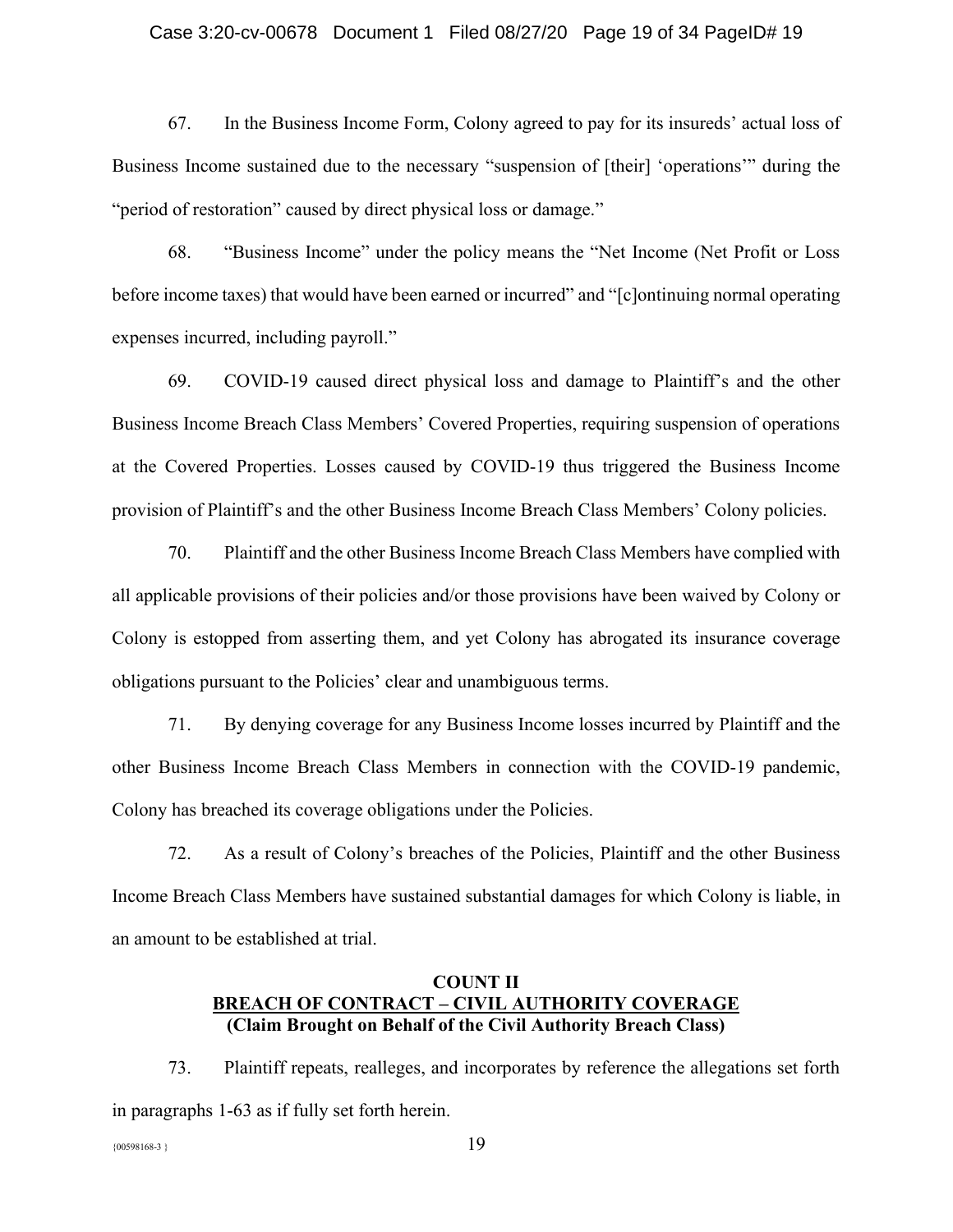67. In the Business Income Form, Colony agreed to pay for its insureds' actual loss of Business Income sustained due to the necessary "suspension of [their] 'operations'" during the "period of restoration" caused by direct physical loss or damage."

68. "Business Income" under the policy means the "Net Income (Net Profit or Loss before income taxes) that would have been earned or incurred" and "[c]ontinuing normal operating expenses incurred, including payroll."

69. COVID-19 caused direct physical loss and damage to Plaintiff's and the other Business Income Breach Class Members' Covered Properties, requiring suspension of operations at the Covered Properties. Losses caused by COVID-19 thus triggered the Business Income provision of Plaintiff's and the other Business Income Breach Class Members' Colony policies.

70. Plaintiff and the other Business Income Breach Class Members have complied with all applicable provisions of their policies and/or those provisions have been waived by Colony or Colony is estopped from asserting them, and yet Colony has abrogated its insurance coverage obligations pursuant to the Policies' clear and unambiguous terms.

71. By denying coverage for any Business Income losses incurred by Plaintiff and the other Business Income Breach Class Members in connection with the COVID-19 pandemic, Colony has breached its coverage obligations under the Policies.

72. As a result of Colony's breaches of the Policies, Plaintiff and the other Business Income Breach Class Members have sustained substantial damages for which Colony is liable, in an amount to be established at trial.

**COUNT II**
**<u>BREACH OF CONTRACT – CIVIL AUTHORITY COVERAGE</u>**
**(Claim Brought on Behalf of the Civil Authority Breach Class)**

73. Plaintiff repeats, realleges, and incorporates by reference the allegations set forth in paragraphs 1-63 as if fully set forth herein.

{00598168-3 }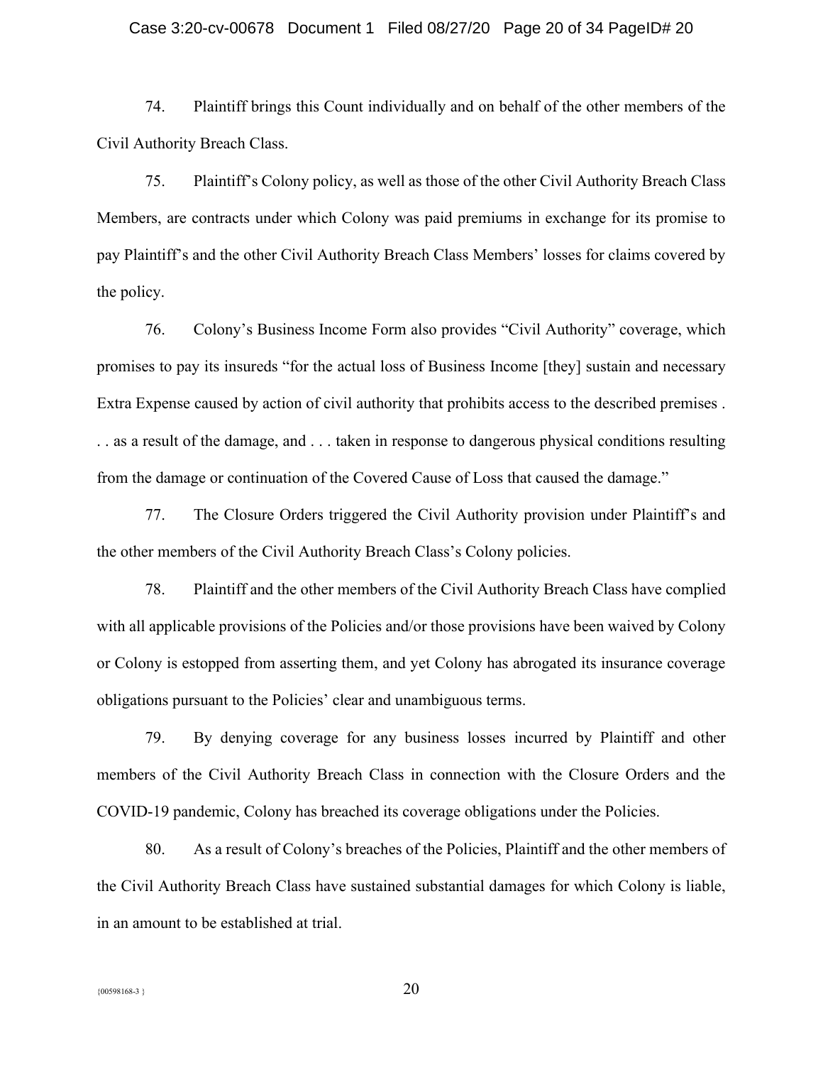74. Plaintiff brings this Count individually and on behalf of the other members of the Civil Authority Breach Class.

75. Plaintiff's Colony policy, as well as those of the other Civil Authority Breach Class Members, are contracts under which Colony was paid premiums in exchange for its promise to pay Plaintiff's and the other Civil Authority Breach Class Members' losses for claims covered by the policy.

76. Colony's Business Income Form also provides "Civil Authority" coverage, which promises to pay its insureds "for the actual loss of Business Income [they] sustain and necessary Extra Expense caused by action of civil authority that prohibits access to the described premises . . . as a result of the damage, and . . . taken in response to dangerous physical conditions resulting from the damage or continuation of the Covered Cause of Loss that caused the damage."

77. The Closure Orders triggered the Civil Authority provision under Plaintiff's and the other members of the Civil Authority Breach Class's Colony policies.

78. Plaintiff and the other members of the Civil Authority Breach Class have complied with all applicable provisions of the Policies and/or those provisions have been waived by Colony or Colony is estopped from asserting them, and yet Colony has abrogated its insurance coverage obligations pursuant to the Policies' clear and unambiguous terms.

79. By denying coverage for any business losses incurred by Plaintiff and other members of the Civil Authority Breach Class in connection with the Closure Orders and the COVID-19 pandemic, Colony has breached its coverage obligations under the Policies.

80. As a result of Colony's breaches of the Policies, Plaintiff and the other members of the Civil Authority Breach Class have sustained substantial damages for which Colony is liable, in an amount to be established at trial.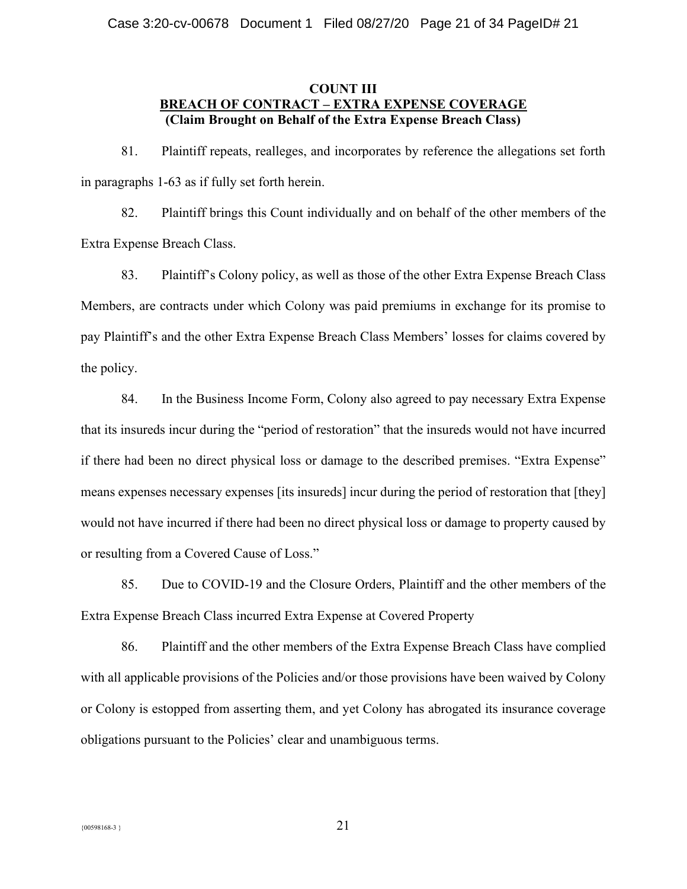**COUNT III**
**BREACH OF CONTRACT – EXTRA EXPENSE COVERAGE**
**(Claim Brought on Behalf of the Extra Expense Breach Class)**

81. Plaintiff repeats, realleges, and incorporates by reference the allegations set forth in paragraphs 1-63 as if fully set forth herein.

82. Plaintiff brings this Count individually and on behalf of the other members of the Extra Expense Breach Class.

83. Plaintiff's Colony policy, as well as those of the other Extra Expense Breach Class Members, are contracts under which Colony was paid premiums in exchange for its promise to pay Plaintiff's and the other Extra Expense Breach Class Members' losses for claims covered by the policy.

84. In the Business Income Form, Colony also agreed to pay necessary Extra Expense that its insureds incur during the "period of restoration" that the insureds would not have incurred if there had been no direct physical loss or damage to the described premises. "Extra Expense" means expenses necessary expenses [its insureds] incur during the period of restoration that [they] would not have incurred if there had been no direct physical loss or damage to property caused by or resulting from a Covered Cause of Loss."

85. Due to COVID-19 and the Closure Orders, Plaintiff and the other members of the Extra Expense Breach Class incurred Extra Expense at Covered Property

86. Plaintiff and the other members of the Extra Expense Breach Class have complied with all applicable provisions of the Policies and/or those provisions have been waived by Colony or Colony is estopped from asserting them, and yet Colony has abrogated its insurance coverage obligations pursuant to the Policies' clear and unambiguous terms.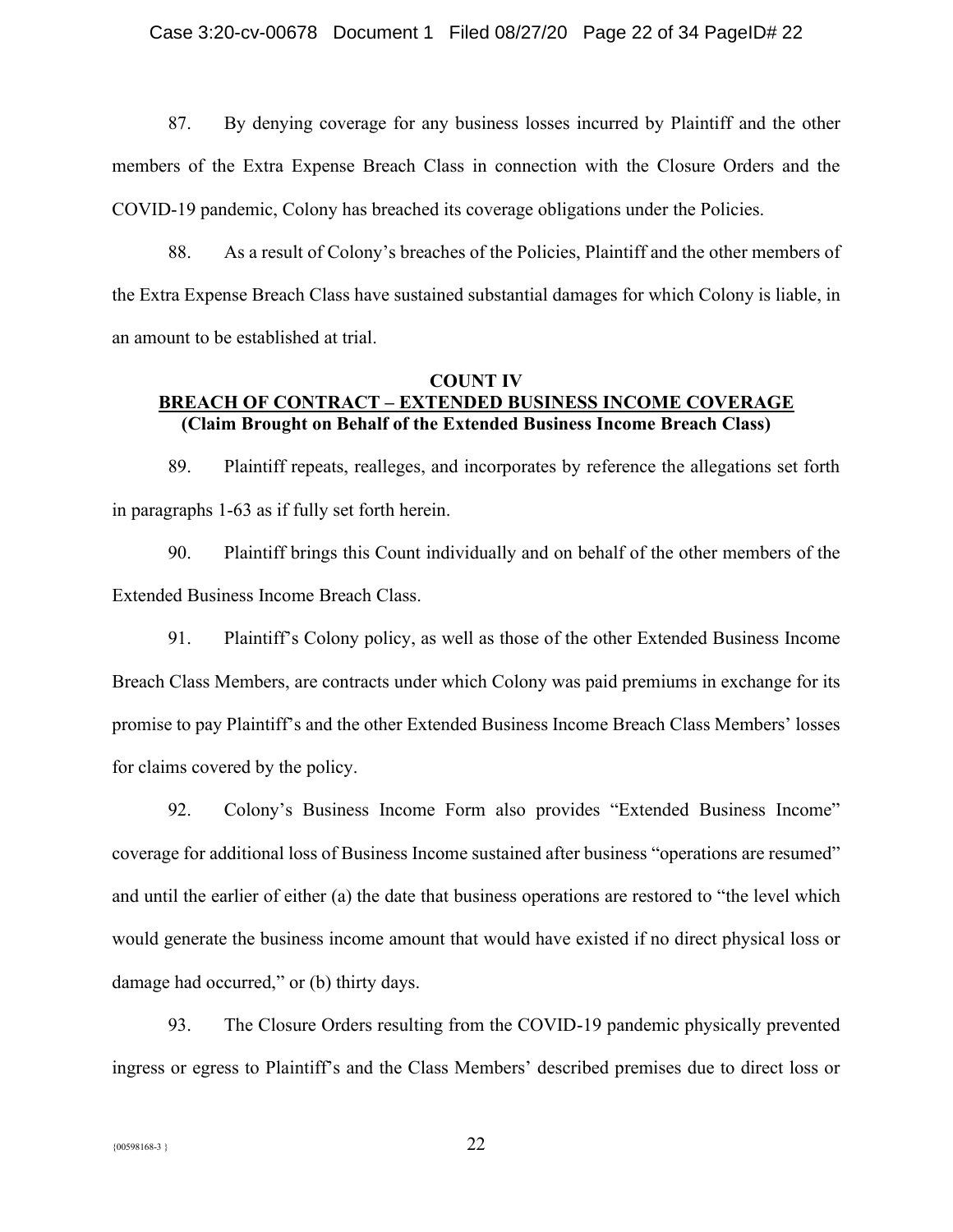87. By denying coverage for any business losses incurred by Plaintiff and the other members of the Extra Expense Breach Class in connection with the Closure Orders and the COVID-19 pandemic, Colony has breached its coverage obligations under the Policies.

88. As a result of Colony's breaches of the Policies, Plaintiff and the other members of the Extra Expense Breach Class have sustained substantial damages for which Colony is liable, in an amount to be established at trial.

**COUNT IV**
**BREACH OF CONTRACT – EXTENDED BUSINESS INCOME COVERAGE**
**(Claim Brought on Behalf of the Extended Business Income Breach Class)**

89. Plaintiff repeats, realleges, and incorporates by reference the allegations set forth in paragraphs 1-63 as if fully set forth herein.

90. Plaintiff brings this Count individually and on behalf of the other members of the Extended Business Income Breach Class.

91. Plaintiff's Colony policy, as well as those of the other Extended Business Income Breach Class Members, are contracts under which Colony was paid premiums in exchange for its promise to pay Plaintiff's and the other Extended Business Income Breach Class Members' losses for claims covered by the policy.

92. Colony's Business Income Form also provides "Extended Business Income" coverage for additional loss of Business Income sustained after business "operations are resumed" and until the earlier of either (a) the date that business operations are restored to "the level which would generate the business income amount that would have existed if no direct physical loss or damage had occurred," or (b) thirty days.

93. The Closure Orders resulting from the COVID-19 pandemic physically prevented ingress or egress to Plaintiff's and the Class Members' described premises due to direct loss or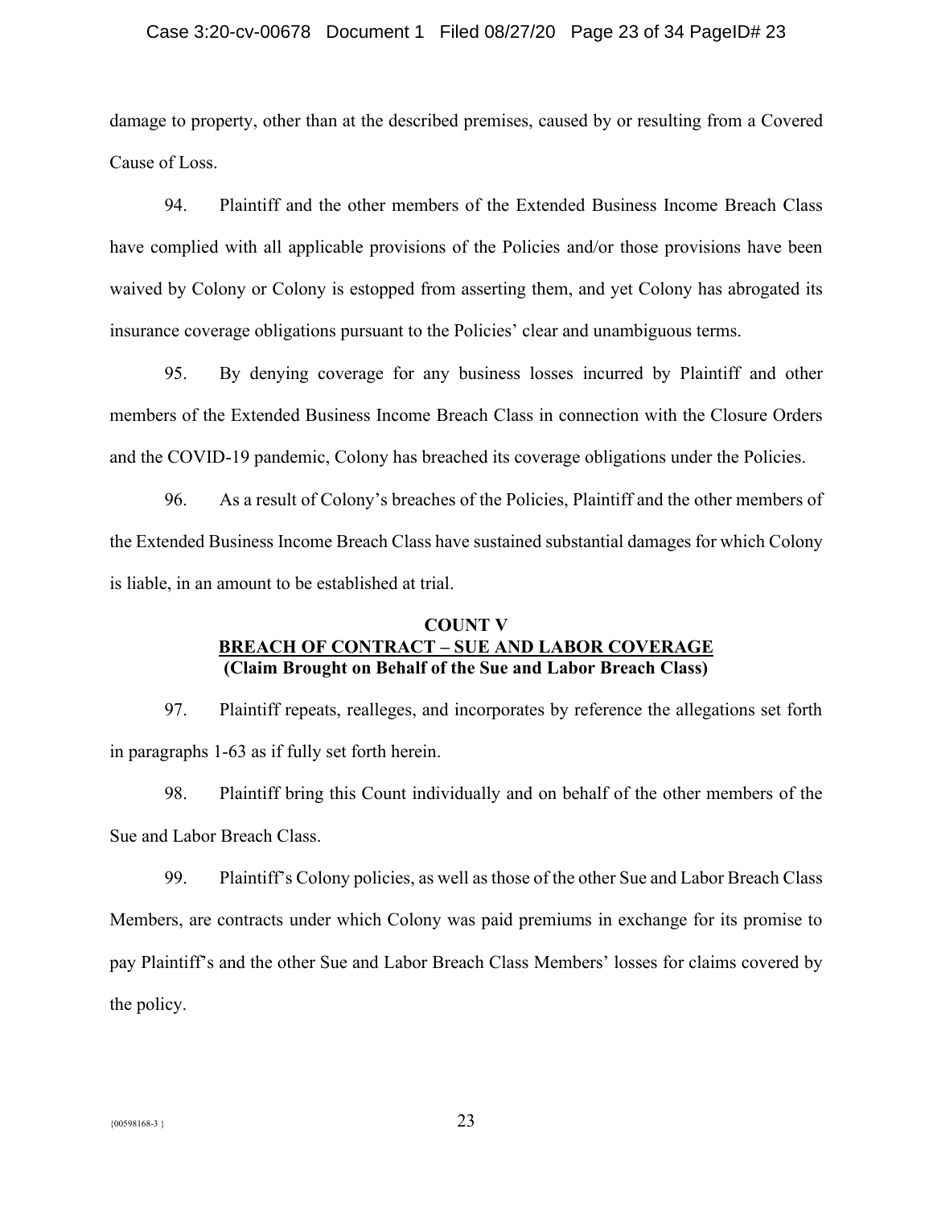damage to property, other than at the described premises, caused by or resulting from a Covered Cause of Loss.

94. Plaintiff and the other members of the Extended Business Income Breach Class have complied with all applicable provisions of the Policies and/or those provisions have been waived by Colony or Colony is estopped from asserting them, and yet Colony has abrogated its insurance coverage obligations pursuant to the Policies' clear and unambiguous terms.

95. By denying coverage for any business losses incurred by Plaintiff and other members of the Extended Business Income Breach Class in connection with the Closure Orders and the COVID-19 pandemic, Colony has breached its coverage obligations under the Policies.

96. As a result of Colony's breaches of the Policies, Plaintiff and the other members of the Extended Business Income Breach Class have sustained substantial damages for which Colony is liable, in an amount to be established at trial.

**COUNT V**
**BREACH OF CONTRACT – SUE AND LABOR COVERAGE**
**(Claim Brought on Behalf of the Sue and Labor Breach Class)**

97. Plaintiff repeats, realleges, and incorporates by reference the allegations set forth in paragraphs 1-63 as if fully set forth herein.

98. Plaintiff bring this Count individually and on behalf of the other members of the Sue and Labor Breach Class.

99. Plaintiff's Colony policies, as well as those of the other Sue and Labor Breach Class Members, are contracts under which Colony was paid premiums in exchange for its promise to pay Plaintiff's and the other Sue and Labor Breach Class Members' losses for claims covered by the policy.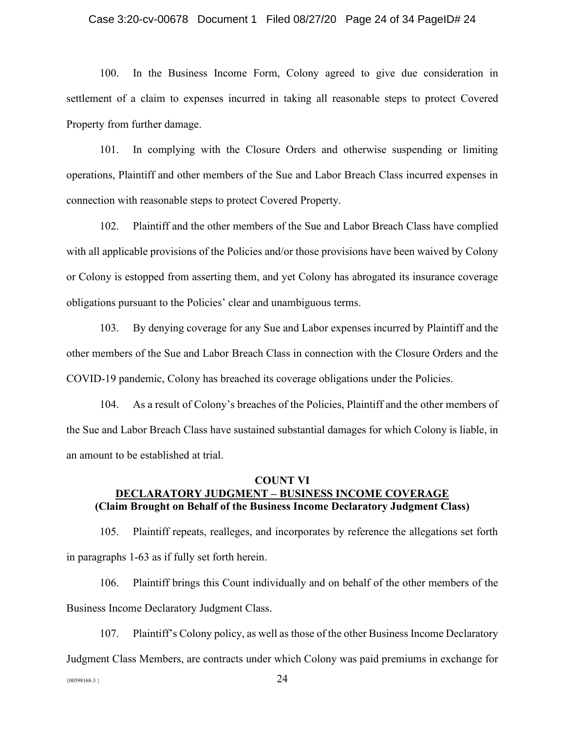100. In the Business Income Form, Colony agreed to give due consideration in settlement of a claim to expenses incurred in taking all reasonable steps to protect Covered Property from further damage.

101. In complying with the Closure Orders and otherwise suspending or limiting operations, Plaintiff and other members of the Sue and Labor Breach Class incurred expenses in connection with reasonable steps to protect Covered Property.

102. Plaintiff and the other members of the Sue and Labor Breach Class have complied with all applicable provisions of the Policies and/or those provisions have been waived by Colony or Colony is estopped from asserting them, and yet Colony has abrogated its insurance coverage obligations pursuant to the Policies' clear and unambiguous terms.

103. By denying coverage for any Sue and Labor expenses incurred by Plaintiff and the other members of the Sue and Labor Breach Class in connection with the Closure Orders and the COVID-19 pandemic, Colony has breached its coverage obligations under the Policies.

104. As a result of Colony's breaches of the Policies, Plaintiff and the other members of the Sue and Labor Breach Class have sustained substantial damages for which Colony is liable, in an amount to be established at trial.

## COUNT VI
## DECLARATORY JUDGMENT – BUSINESS INCOME COVERAGE
**(Claim Brought on Behalf of the Business Income Declaratory Judgment Class)**

105. Plaintiff repeats, realleges, and incorporates by reference the allegations set forth in paragraphs 1-63 as if fully set forth herein.

106. Plaintiff brings this Count individually and on behalf of the other members of the Business Income Declaratory Judgment Class.

107. Plaintiff's Colony policy, as well as those of the other Business Income Declaratory Judgment Class Members, are contracts under which Colony was paid premiums in exchange for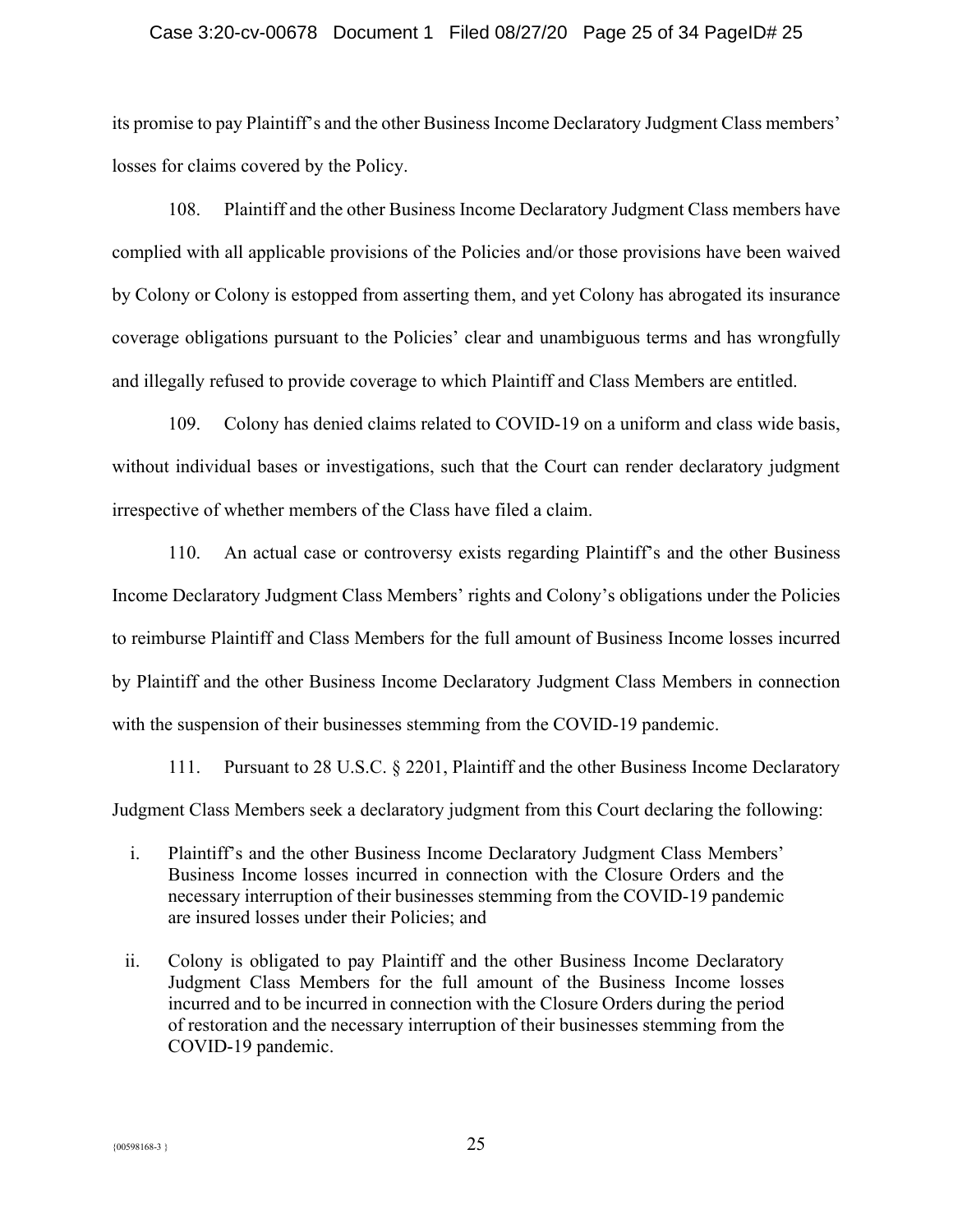its promise to pay Plaintiff's and the other Business Income Declaratory Judgment Class members' losses for claims covered by the Policy.

108. Plaintiff and the other Business Income Declaratory Judgment Class members have complied with all applicable provisions of the Policies and/or those provisions have been waived by Colony or Colony is estopped from asserting them, and yet Colony has abrogated its insurance coverage obligations pursuant to the Policies' clear and unambiguous terms and has wrongfully and illegally refused to provide coverage to which Plaintiff and Class Members are entitled.

109. Colony has denied claims related to COVID-19 on a uniform and class wide basis, without individual bases or investigations, such that the Court can render declaratory judgment irrespective of whether members of the Class have filed a claim.

110. An actual case or controversy exists regarding Plaintiff's and the other Business Income Declaratory Judgment Class Members' rights and Colony's obligations under the Policies to reimburse Plaintiff and Class Members for the full amount of Business Income losses incurred by Plaintiff and the other Business Income Declaratory Judgment Class Members in connection with the suspension of their businesses stemming from the COVID-19 pandemic.

111. Pursuant to 28 U.S.C. § 2201, Plaintiff and the other Business Income Declaratory Judgment Class Members seek a declaratory judgment from this Court declaring the following:

i. Plaintiff's and the other Business Income Declaratory Judgment Class Members' Business Income losses incurred in connection with the Closure Orders and the necessary interruption of their businesses stemming from the COVID-19 pandemic are insured losses under their Policies; and

ii. Colony is obligated to pay Plaintiff and the other Business Income Declaratory Judgment Class Members for the full amount of the Business Income losses incurred and to be incurred in connection with the Closure Orders during the period of restoration and the necessary interruption of their businesses stemming from the COVID-19 pandemic.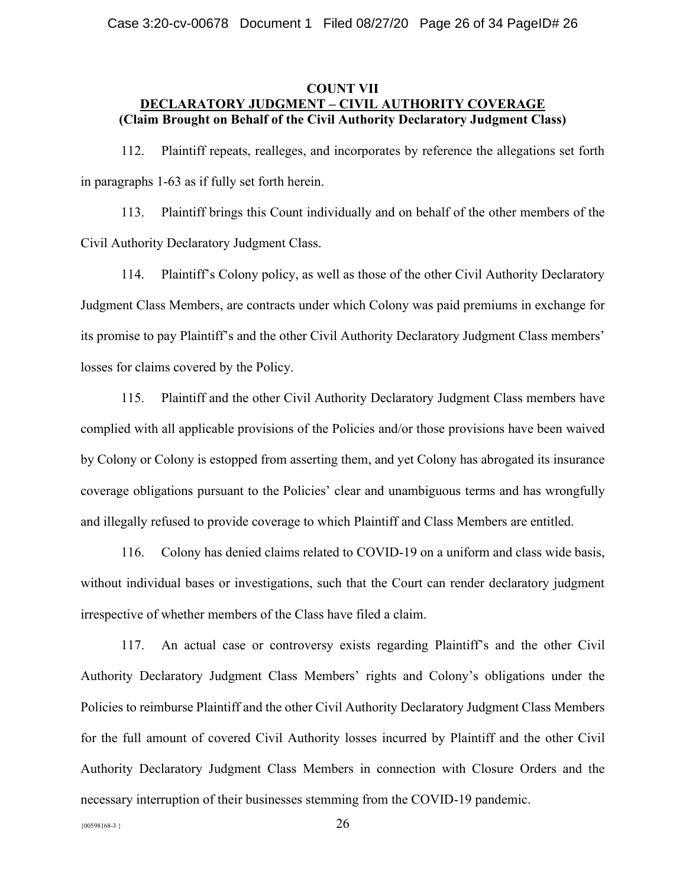## COUNT VII

## DECLARATORY JUDGMENT – CIVIL AUTHORITY COVERAGE

**(Claim Brought on Behalf of the Civil Authority Declaratory Judgment Class)**

112. Plaintiff repeats, realleges, and incorporates by reference the allegations set forth in paragraphs 1-63 as if fully set forth herein.

113. Plaintiff brings this Count individually and on behalf of the other members of the Civil Authority Declaratory Judgment Class.

114. Plaintiff's Colony policy, as well as those of the other Civil Authority Declaratory Judgment Class Members, are contracts under which Colony was paid premiums in exchange for its promise to pay Plaintiff's and the other Civil Authority Declaratory Judgment Class members' losses for claims covered by the Policy.

115. Plaintiff and the other Civil Authority Declaratory Judgment Class members have complied with all applicable provisions of the Policies and/or those provisions have been waived by Colony or Colony is estopped from asserting them, and yet Colony has abrogated its insurance coverage obligations pursuant to the Policies' clear and unambiguous terms and has wrongfully and illegally refused to provide coverage to which Plaintiff and Class Members are entitled.

116. Colony has denied claims related to COVID-19 on a uniform and class wide basis, without individual bases or investigations, such that the Court can render declaratory judgment irrespective of whether members of the Class have filed a claim.

117. An actual case or controversy exists regarding Plaintiff's and the other Civil Authority Declaratory Judgment Class Members' rights and Colony's obligations under the Policies to reimburse Plaintiff and the other Civil Authority Declaratory Judgment Class Members for the full amount of covered Civil Authority losses incurred by Plaintiff and the other Civil Authority Declaratory Judgment Class Members in connection with Closure Orders and the necessary interruption of their businesses stemming from the COVID-19 pandemic.

{00598168-3 }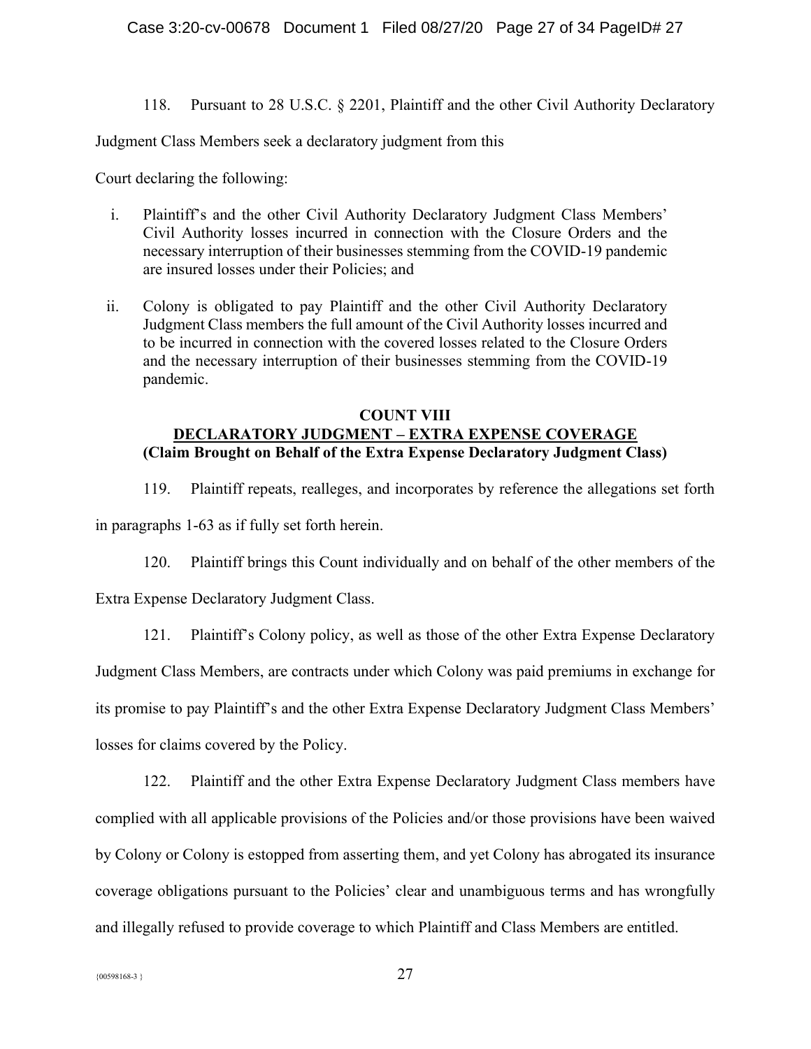118. Pursuant to 28 U.S.C. § 2201, Plaintiff and the other Civil Authority Declaratory Judgment Class Members seek a declaratory judgment from this Court declaring the following:

i. Plaintiff's and the other Civil Authority Declaratory Judgment Class Members' Civil Authority losses incurred in connection with the Closure Orders and the necessary interruption of their businesses stemming from the COVID-19 pandemic are insured losses under their Policies; and

ii. Colony is obligated to pay Plaintiff and the other Civil Authority Declaratory Judgment Class members the full amount of the Civil Authority losses incurred and to be incurred in connection with the covered losses related to the Closure Orders and the necessary interruption of their businesses stemming from the COVID-19 pandemic.

**COUNT VIII**
**DECLARATORY JUDGMENT – EXTRA EXPENSE COVERAGE**
**(Claim Brought on Behalf of the Extra Expense Declaratory Judgment Class)**

119. Plaintiff repeats, realleges, and incorporates by reference the allegations set forth in paragraphs 1-63 as if fully set forth herein.

120. Plaintiff brings this Count individually and on behalf of the other members of the Extra Expense Declaratory Judgment Class.

121. Plaintiff's Colony policy, as well as those of the other Extra Expense Declaratory Judgment Class Members, are contracts under which Colony was paid premiums in exchange for its promise to pay Plaintiff's and the other Extra Expense Declaratory Judgment Class Members' losses for claims covered by the Policy.

122. Plaintiff and the other Extra Expense Declaratory Judgment Class members have complied with all applicable provisions of the Policies and/or those provisions have been waived by Colony or Colony is estopped from asserting them, and yet Colony has abrogated its insurance coverage obligations pursuant to the Policies' clear and unambiguous terms and has wrongfully and illegally refused to provide coverage to which Plaintiff and Class Members are entitled.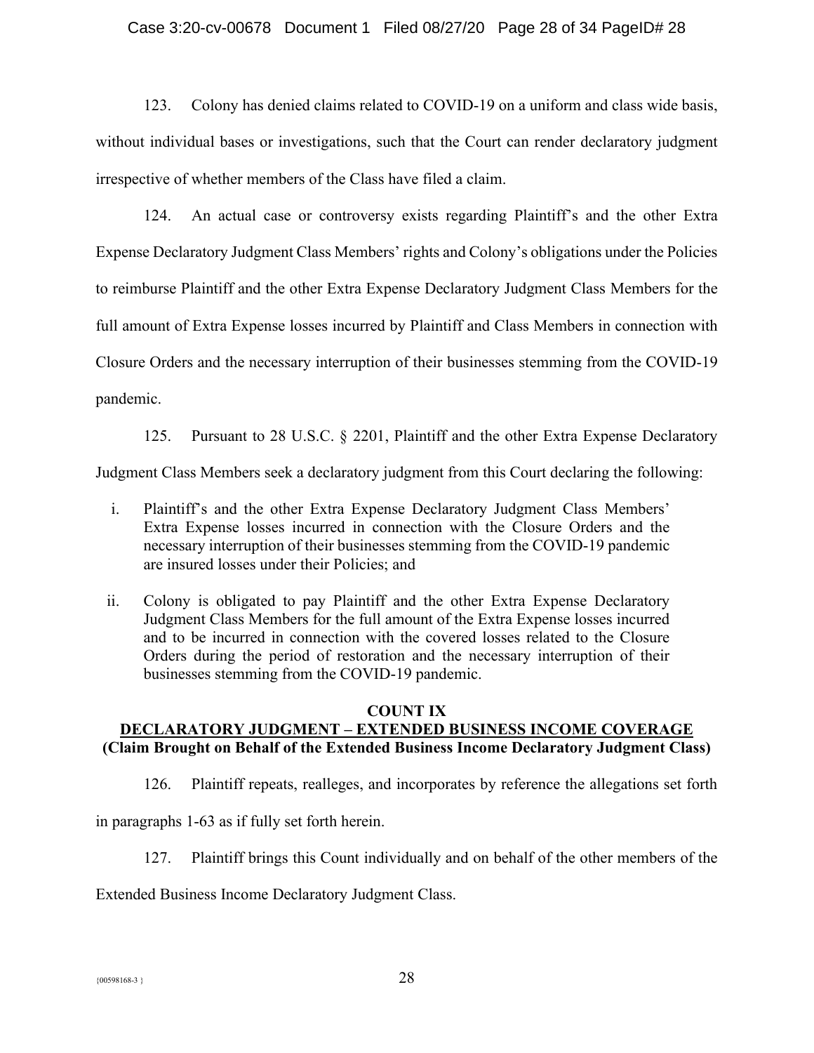123. Colony has denied claims related to COVID-19 on a uniform and class wide basis, without individual bases or investigations, such that the Court can render declaratory judgment irrespective of whether members of the Class have filed a claim.

124. An actual case or controversy exists regarding Plaintiff's and the other Extra Expense Declaratory Judgment Class Members' rights and Colony's obligations under the Policies to reimburse Plaintiff and the other Extra Expense Declaratory Judgment Class Members for the full amount of Extra Expense losses incurred by Plaintiff and Class Members in connection with Closure Orders and the necessary interruption of their businesses stemming from the COVID-19 pandemic.

125. Pursuant to 28 U.S.C. § 2201, Plaintiff and the other Extra Expense Declaratory Judgment Class Members seek a declaratory judgment from this Court declaring the following:

i. Plaintiff's and the other Extra Expense Declaratory Judgment Class Members' Extra Expense losses incurred in connection with the Closure Orders and the necessary interruption of their businesses stemming from the COVID-19 pandemic are insured losses under their Policies; and

ii. Colony is obligated to pay Plaintiff and the other Extra Expense Declaratory Judgment Class Members for the full amount of the Extra Expense losses incurred and to be incurred in connection with the covered losses related to the Closure Orders during the period of restoration and the necessary interruption of their businesses stemming from the COVID-19 pandemic.

## COUNT IX
## DECLARATORY JUDGMENT – EXTENDED BUSINESS INCOME COVERAGE
**(Claim Brought on Behalf of the Extended Business Income Declaratory Judgment Class)**

126. Plaintiff repeats, realleges, and incorporates by reference the allegations set forth in paragraphs 1-63 as if fully set forth herein.

127. Plaintiff brings this Count individually and on behalf of the other members of the Extended Business Income Declaratory Judgment Class.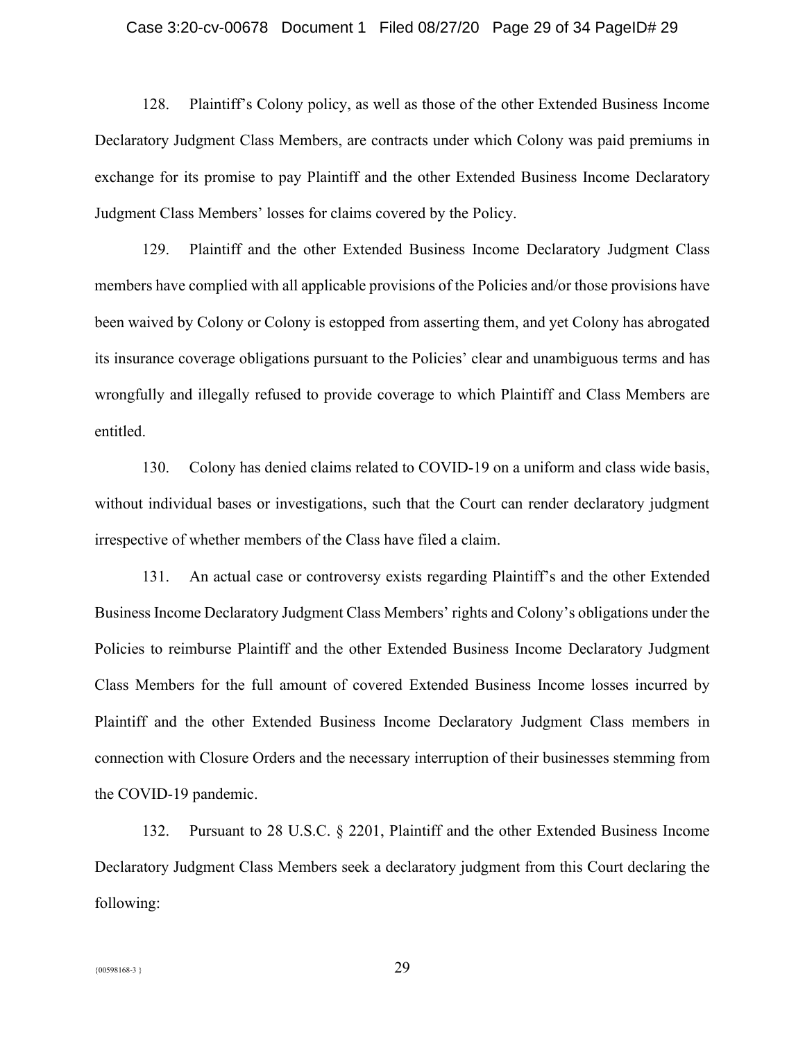128. Plaintiff's Colony policy, as well as those of the other Extended Business Income Declaratory Judgment Class Members, are contracts under which Colony was paid premiums in exchange for its promise to pay Plaintiff and the other Extended Business Income Declaratory Judgment Class Members' losses for claims covered by the Policy.

129. Plaintiff and the other Extended Business Income Declaratory Judgment Class members have complied with all applicable provisions of the Policies and/or those provisions have been waived by Colony or Colony is estopped from asserting them, and yet Colony has abrogated its insurance coverage obligations pursuant to the Policies' clear and unambiguous terms and has wrongfully and illegally refused to provide coverage to which Plaintiff and Class Members are entitled.

130. Colony has denied claims related to COVID-19 on a uniform and class wide basis, without individual bases or investigations, such that the Court can render declaratory judgment irrespective of whether members of the Class have filed a claim.

131. An actual case or controversy exists regarding Plaintiff's and the other Extended Business Income Declaratory Judgment Class Members' rights and Colony's obligations under the Policies to reimburse Plaintiff and the other Extended Business Income Declaratory Judgment Class Members for the full amount of covered Extended Business Income losses incurred by Plaintiff and the other Extended Business Income Declaratory Judgment Class members in connection with Closure Orders and the necessary interruption of their businesses stemming from the COVID-19 pandemic.

132. Pursuant to 28 U.S.C. § 2201, Plaintiff and the other Extended Business Income Declaratory Judgment Class Members seek a declaratory judgment from this Court declaring the following: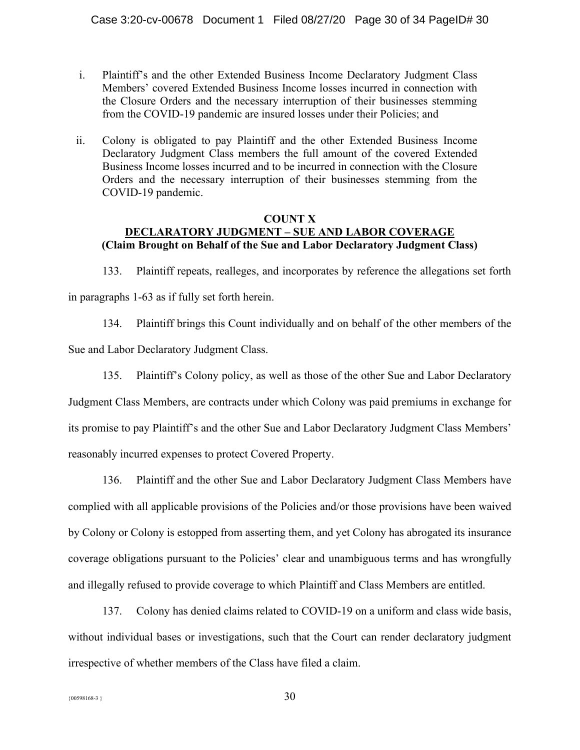i. Plaintiff's and the other Extended Business Income Declaratory Judgment Class Members' covered Extended Business Income losses incurred in connection with the Closure Orders and the necessary interruption of their businesses stemming from the COVID-19 pandemic are insured losses under their Policies; and

ii. Colony is obligated to pay Plaintiff and the other Extended Business Income Declaratory Judgment Class members the full amount of the covered Extended Business Income losses incurred and to be incurred in connection with the Closure Orders and the necessary interruption of their businesses stemming from the COVID-19 pandemic.

**COUNT X**
**DECLARATORY JUDGMENT – SUE AND LABOR COVERAGE**
**(Claim Brought on Behalf of the Sue and Labor Declaratory Judgment Class)**

133. Plaintiff repeats, realleges, and incorporates by reference the allegations set forth in paragraphs 1-63 as if fully set forth herein.

134. Plaintiff brings this Count individually and on behalf of the other members of the Sue and Labor Declaratory Judgment Class.

135. Plaintiff's Colony policy, as well as those of the other Sue and Labor Declaratory Judgment Class Members, are contracts under which Colony was paid premiums in exchange for its promise to pay Plaintiff's and the other Sue and Labor Declaratory Judgment Class Members' reasonably incurred expenses to protect Covered Property.

136. Plaintiff and the other Sue and Labor Declaratory Judgment Class Members have complied with all applicable provisions of the Policies and/or those provisions have been waived by Colony or Colony is estopped from asserting them, and yet Colony has abrogated its insurance coverage obligations pursuant to the Policies' clear and unambiguous terms and has wrongfully and illegally refused to provide coverage to which Plaintiff and Class Members are entitled.

137. Colony has denied claims related to COVID-19 on a uniform and class wide basis, without individual bases or investigations, such that the Court can render declaratory judgment irrespective of whether members of the Class have filed a claim.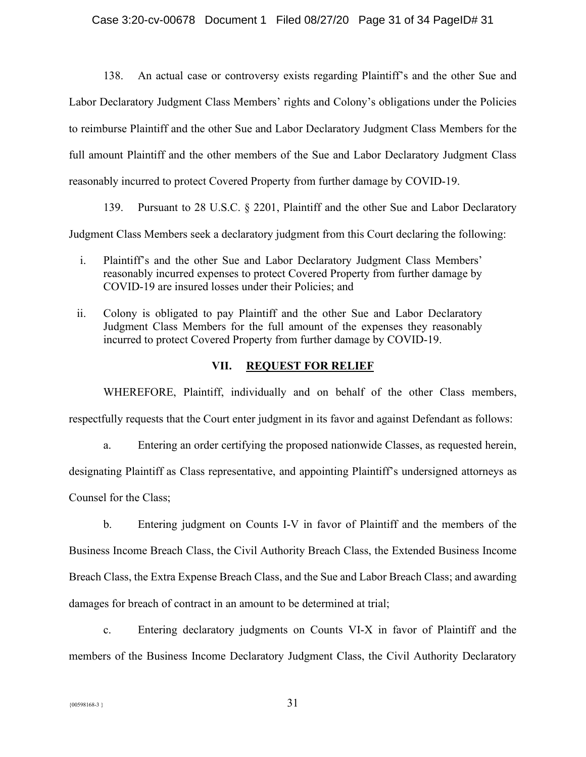138. An actual case or controversy exists regarding Plaintiff's and the other Sue and Labor Declaratory Judgment Class Members' rights and Colony's obligations under the Policies to reimburse Plaintiff and the other Sue and Labor Declaratory Judgment Class Members for the full amount Plaintiff and the other members of the Sue and Labor Declaratory Judgment Class reasonably incurred to protect Covered Property from further damage by COVID-19.

139. Pursuant to 28 U.S.C. § 2201, Plaintiff and the other Sue and Labor Declaratory Judgment Class Members seek a declaratory judgment from this Court declaring the following:

i. Plaintiff's and the other Sue and Labor Declaratory Judgment Class Members' reasonably incurred expenses to protect Covered Property from further damage by COVID-19 are insured losses under their Policies; and

ii. Colony is obligated to pay Plaintiff and the other Sue and Labor Declaratory Judgment Class Members for the full amount of the expenses they reasonably incurred to protect Covered Property from further damage by COVID-19.

## VII. REQUEST FOR RELIEF

WHEREFORE, Plaintiff, individually and on behalf of the other Class members, respectfully requests that the Court enter judgment in its favor and against Defendant as follows:

a. Entering an order certifying the proposed nationwide Classes, as requested herein, designating Plaintiff as Class representative, and appointing Plaintiff's undersigned attorneys as Counsel for the Class;

b. Entering judgment on Counts I-V in favor of Plaintiff and the members of the Business Income Breach Class, the Civil Authority Breach Class, the Extended Business Income Breach Class, the Extra Expense Breach Class, and the Sue and Labor Breach Class; and awarding damages for breach of contract in an amount to be determined at trial;

c. Entering declaratory judgments on Counts VI-X in favor of Plaintiff and the members of the Business Income Declaratory Judgment Class, the Civil Authority Declaratory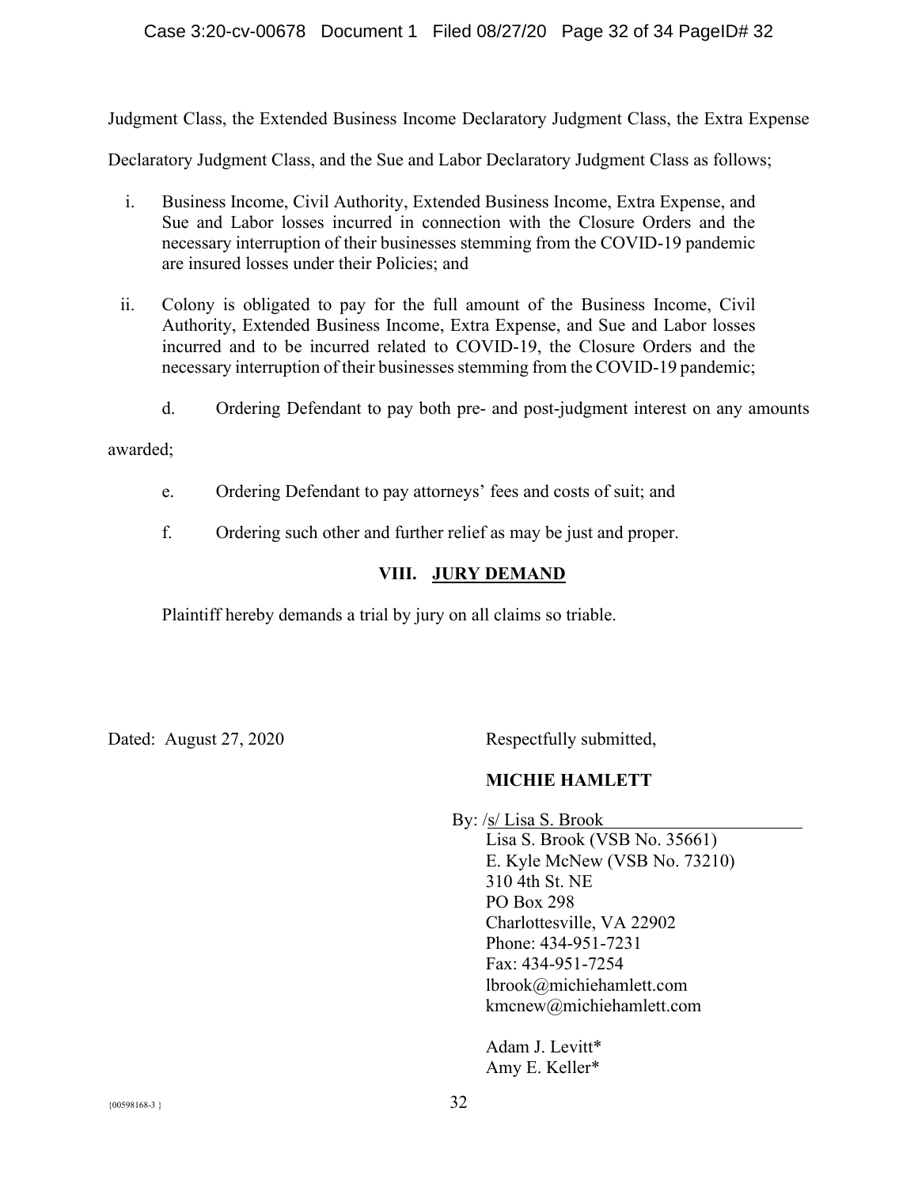Judgment Class, the Extended Business Income Declaratory Judgment Class, the Extra Expense Declaratory Judgment Class, and the Sue and Labor Declaratory Judgment Class as follows;

i. Business Income, Civil Authority, Extended Business Income, Extra Expense, and Sue and Labor losses incurred in connection with the Closure Orders and the necessary interruption of their businesses stemming from the COVID-19 pandemic are insured losses under their Policies; and

ii. Colony is obligated to pay for the full amount of the Business Income, Civil Authority, Extended Business Income, Extra Expense, and Sue and Labor losses incurred and to be incurred related to COVID-19, the Closure Orders and the necessary interruption of their businesses stemming from the COVID-19 pandemic;

d. Ordering Defendant to pay both pre- and post-judgment interest on any amounts awarded;

e. Ordering Defendant to pay attorneys' fees and costs of suit; and

f. Ordering such other and further relief as may be just and proper.

## VIII. JURY DEMAND

Plaintiff hereby demands a trial by jury on all claims so triable.

Dated: August 27, 2020

Respectfully submitted,

**MICHIE HAMLETT**

By: /s/ Lisa S. Brook
Lisa S. Brook (VSB No. 35661)
E. Kyle McNew (VSB No. 73210)
310 4th St. NE
PO Box 298
Charlottesville, VA 22902
Phone: 434-951-7231
Fax: 434-951-7254
lbrook@michiehamlett.com
kmcnew@michiehamlett.com

Adam J. Levitt*
Amy E. Keller*

{00598168-3 }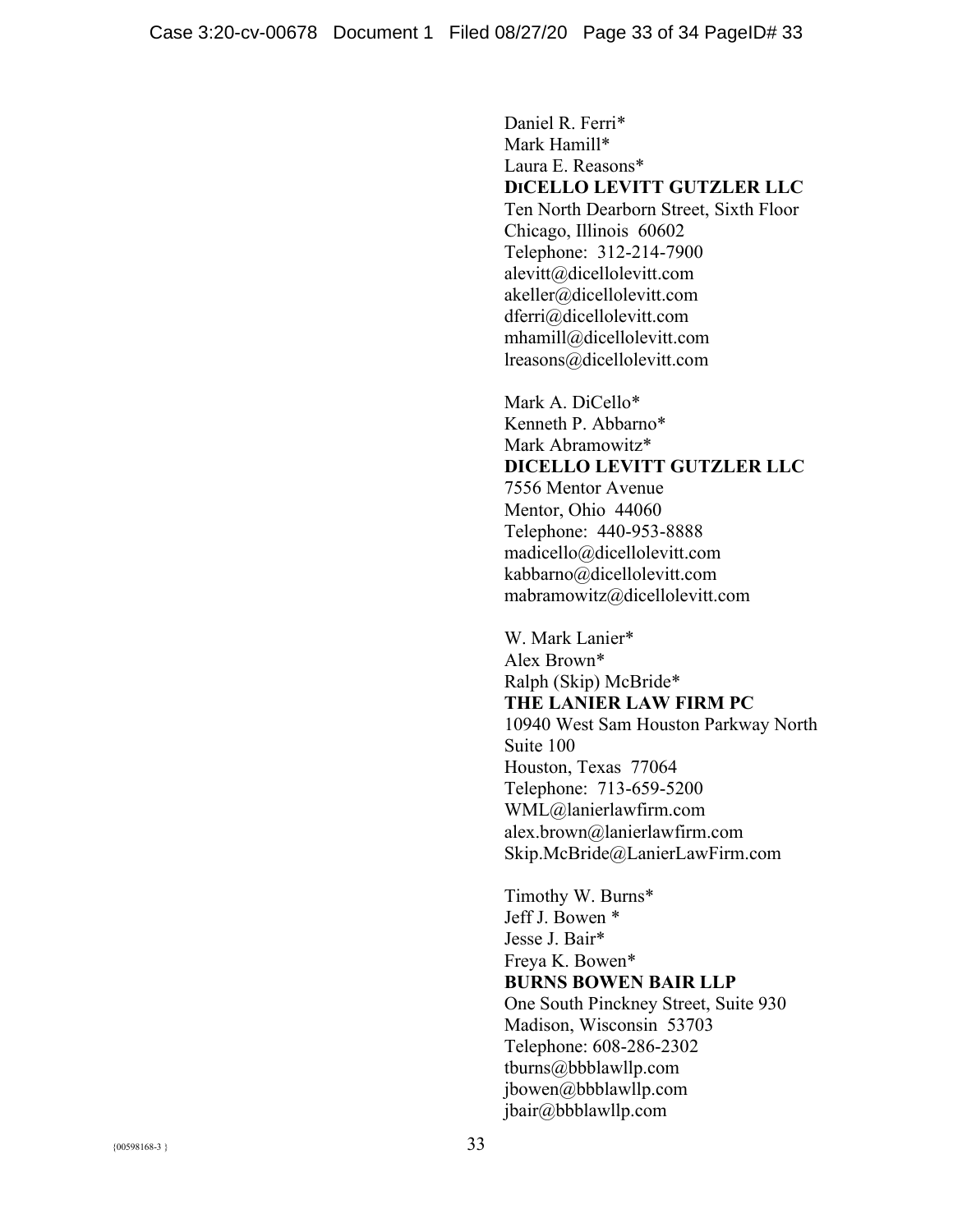Daniel R. Ferri*
Mark Hamill*
Laura E. Reasons*
**DICELLO LEVITT GUTZLER LLC**
Ten North Dearborn Street, Sixth Floor
Chicago, Illinois 60602
Telephone: 312-214-7900
alevitt@dicellolevitt.com
akeller@dicellolevitt.com
dferri@dicellolevitt.com
mhamill@dicellolevitt.com
lreasons@dicellolevitt.com

Mark A. DiCello*
Kenneth P. Abbarno*
Mark Abramowitz*
**DICELLO LEVITT GUTZLER LLC**
7556 Mentor Avenue
Mentor, Ohio 44060
Telephone: 440-953-8888
madicello@dicellolevitt.com
kabbarno@dicellolevitt.com
mabramowitz@dicellolevitt.com

W. Mark Lanier*
Alex Brown*
Ralph (Skip) McBride*
**THE LANIER LAW FIRM PC**
10940 West Sam Houston Parkway North
Suite 100
Houston, Texas 77064
Telephone: 713-659-5200
WML@lanierlawfirm.com
alex.brown@lanierlawfirm.com
Skip.McBride@LanierLawFirm.com

Timothy W. Burns*
Jeff J. Bowen *
Jesse J. Bair*
Freya K. Bowen*
**BURNS BOWEN BAIR LLP**
One South Pinckney Street, Suite 930
Madison, Wisconsin 53703
Telephone: 608-286-2302
tburns@bbblawllp.com
jbowen@bbblawllp.com
jbair@bbblawllp.com

{00598168-3 }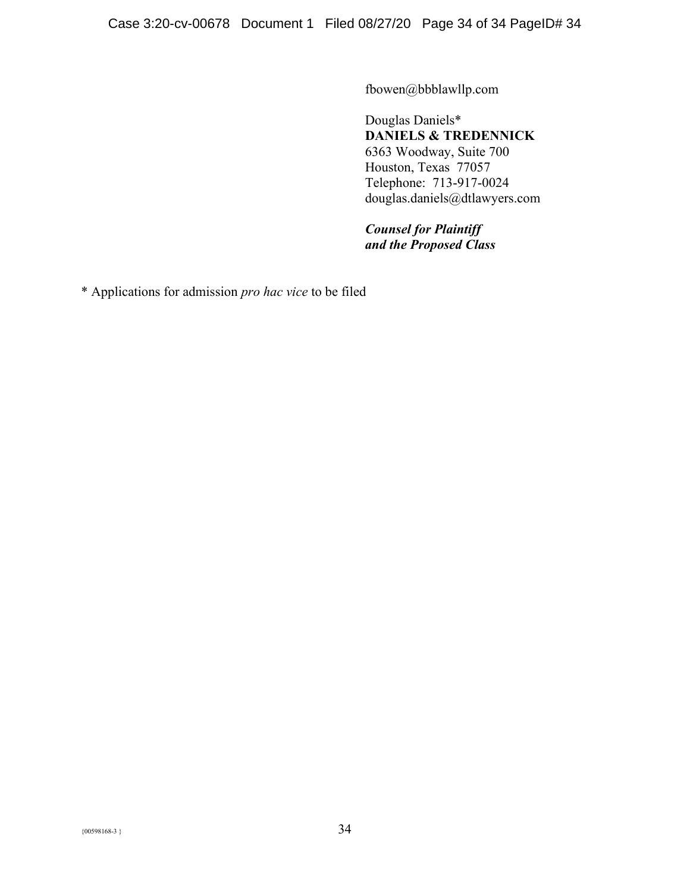fbowen@bbblawllp.com

Douglas Daniels*
**DANIELS & TREDENNICK**
6363 Woodway, Suite 700
Houston, Texas 77057
Telephone: 713-917-0024
douglas.daniels@dtlawyers.com

***Counsel for Plaintiff and the Proposed Class***

* Applications for admission *pro hac vice* to be filed

{00598168-3 }